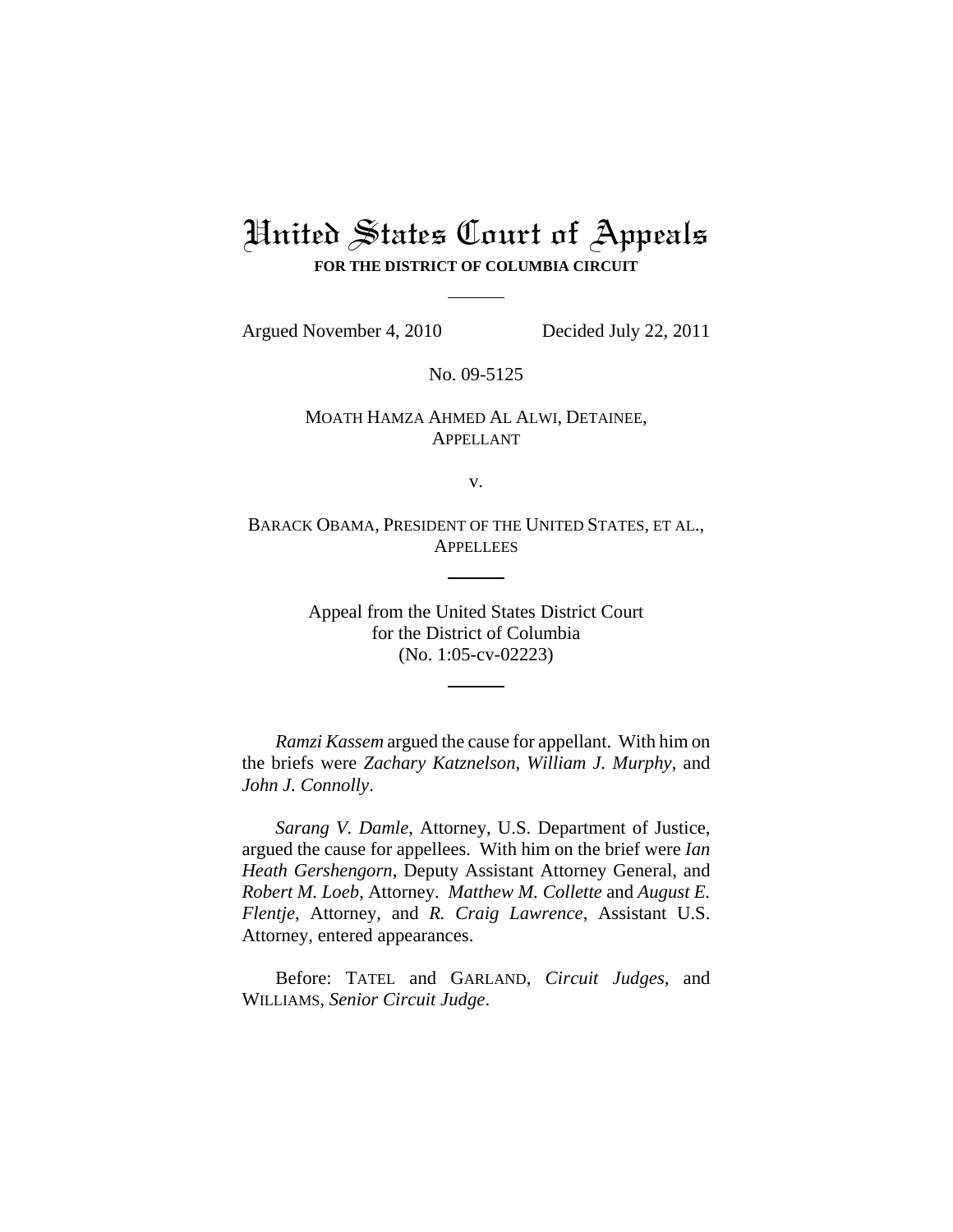# United States Court of Appeals

**FOR THE DISTRICT OF COLUMBIA CIRCUIT**

Argued November 4, 2010 Decided July 22, 2011

No. 09-5125

MOATH HAMZA AHMED AL ALWI, DETAINEE,
APPELLANT

v.

BARACK OBAMA, PRESIDENT OF THE UNITED STATES, ET AL.,
APPELLEES

Appeal from the United States District Court
for the District of Columbia
(No. 1:05-cv-02223)

*Ramzi Kassem* argued the cause for appellant. With him on the briefs were *Zachary Katznelson*, *William J. Murphy*, and *John J. Connolly*.

*Sarang V. Damle*, Attorney, U.S. Department of Justice, argued the cause for appellees. With him on the brief were *Ian Heath Gershengorn*, Deputy Assistant Attorney General, and *Robert M. Loeb*, Attorney. *Matthew M. Collette* and *August E. Flentje*, Attorney, and *R. Craig Lawrence*, Assistant U.S. Attorney, entered appearances.

Before: TATEL and GARLAND, *Circuit Judges*, and WILLIAMS, *Senior Circuit Judge*.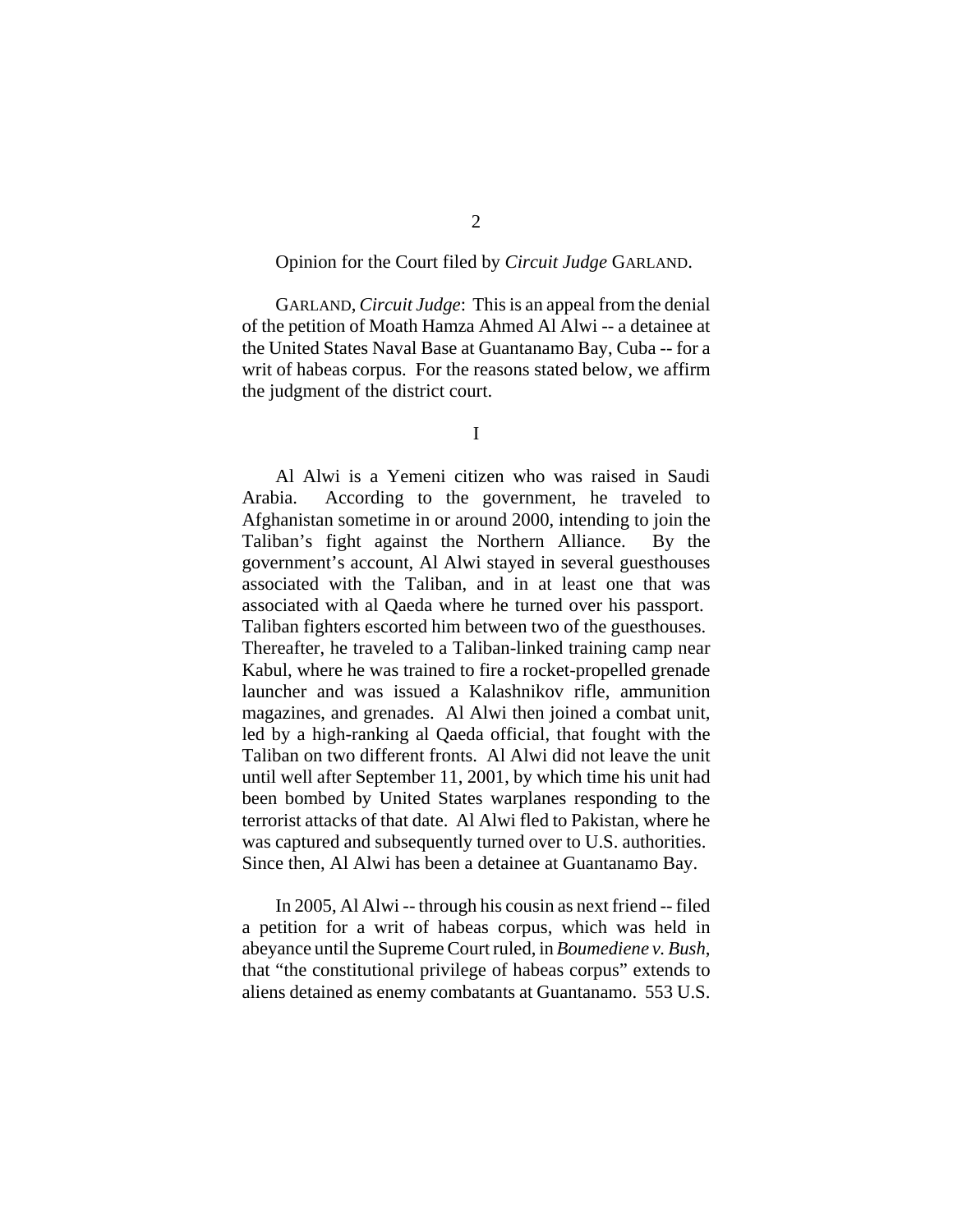Opinion for the Court filed by *Circuit Judge* GARLAND.

GARLAND, *Circuit Judge*: This is an appeal from the denial of the petition of Moath Hamza Ahmed Al Alwi -- a detainee at the United States Naval Base at Guantanamo Bay, Cuba -- for a writ of habeas corpus. For the reasons stated below, we affirm the judgment of the district court.

I

Al Alwi is a Yemeni citizen who was raised in Saudi Arabia. According to the government, he traveled to Afghanistan sometime in or around 2000, intending to join the Taliban's fight against the Northern Alliance. By the government's account, Al Alwi stayed in several guesthouses associated with the Taliban, and in at least one that was associated with al Qaeda where he turned over his passport. Taliban fighters escorted him between two of the guesthouses. Thereafter, he traveled to a Taliban-linked training camp near Kabul, where he was trained to fire a rocket-propelled grenade launcher and was issued a Kalashnikov rifle, ammunition magazines, and grenades. Al Alwi then joined a combat unit, led by a high-ranking al Qaeda official, that fought with the Taliban on two different fronts. Al Alwi did not leave the unit until well after September 11, 2001, by which time his unit had been bombed by United States warplanes responding to the terrorist attacks of that date. Al Alwi fled to Pakistan, where he was captured and subsequently turned over to U.S. authorities. Since then, Al Alwi has been a detainee at Guantanamo Bay.

In 2005, Al Alwi -- through his cousin as next friend -- filed a petition for a writ of habeas corpus, which was held in abeyance until the Supreme Court ruled, in *Boumediene v. Bush*, that "the constitutional privilege of habeas corpus" extends to aliens detained as enemy combatants at Guantanamo. 553 U.S.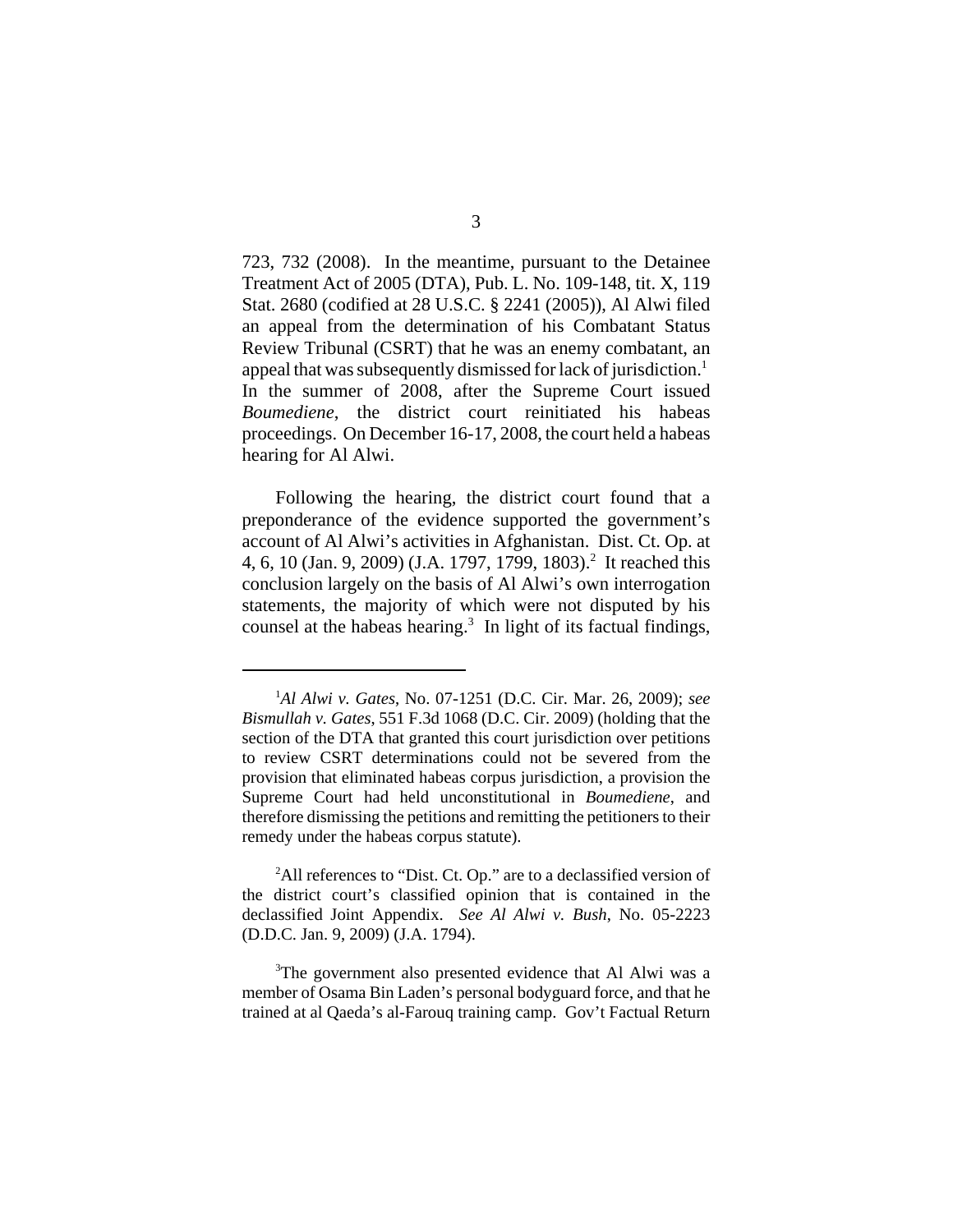723, 732 (2008). In the meantime, pursuant to the Detainee Treatment Act of 2005 (DTA), Pub. L. No. 109-148, tit. X, 119 Stat. 2680 (codified at 28 U.S.C. § 2241 (2005)), Al Alwi filed an appeal from the determination of his Combatant Status Review Tribunal (CSRT) that he was an enemy combatant, an appeal that was subsequently dismissed for lack of jurisdiction.[1] In the summer of 2008, after the Supreme Court issued *Boumediene*, the district court reinitiated his habeas proceedings. On December 16-17, 2008, the court held a habeas hearing for Al Alwi.

Following the hearing, the district court found that a preponderance of the evidence supported the government's account of Al Alwi's activities in Afghanistan. Dist. Ct. Op. at 4, 6, 10 (Jan. 9, 2009) (J.A. 1797, 1799, 1803).[2] It reached this conclusion largely on the basis of Al Alwi's own interrogation statements, the majority of which were not disputed by his counsel at the habeas hearing.[3] In light of its factual findings,

---

[1] *Al Alwi v. Gates*, No. 07-1251 (D.C. Cir. Mar. 26, 2009); *see Bismullah v. Gates*, 551 F.3d 1068 (D.C. Cir. 2009) (holding that the section of the DTA that granted this court jurisdiction over petitions to review CSRT determinations could not be severed from the provision that eliminated habeas corpus jurisdiction, a provision the Supreme Court had held unconstitutional in *Boumediene*, and therefore dismissing the petitions and remitting the petitioners to their remedy under the habeas corpus statute).

[2] All references to "Dist. Ct. Op." are to a declassified version of the district court's classified opinion that is contained in the declassified Joint Appendix. *See Al Alwi v. Bush*, No. 05-2223 (D.D.C. Jan. 9, 2009) (J.A. 1794).

[3] The government also presented evidence that Al Alwi was a member of Osama Bin Laden's personal bodyguard force, and that he trained at al Qaeda's al-Farouq training camp. Gov't Factual Return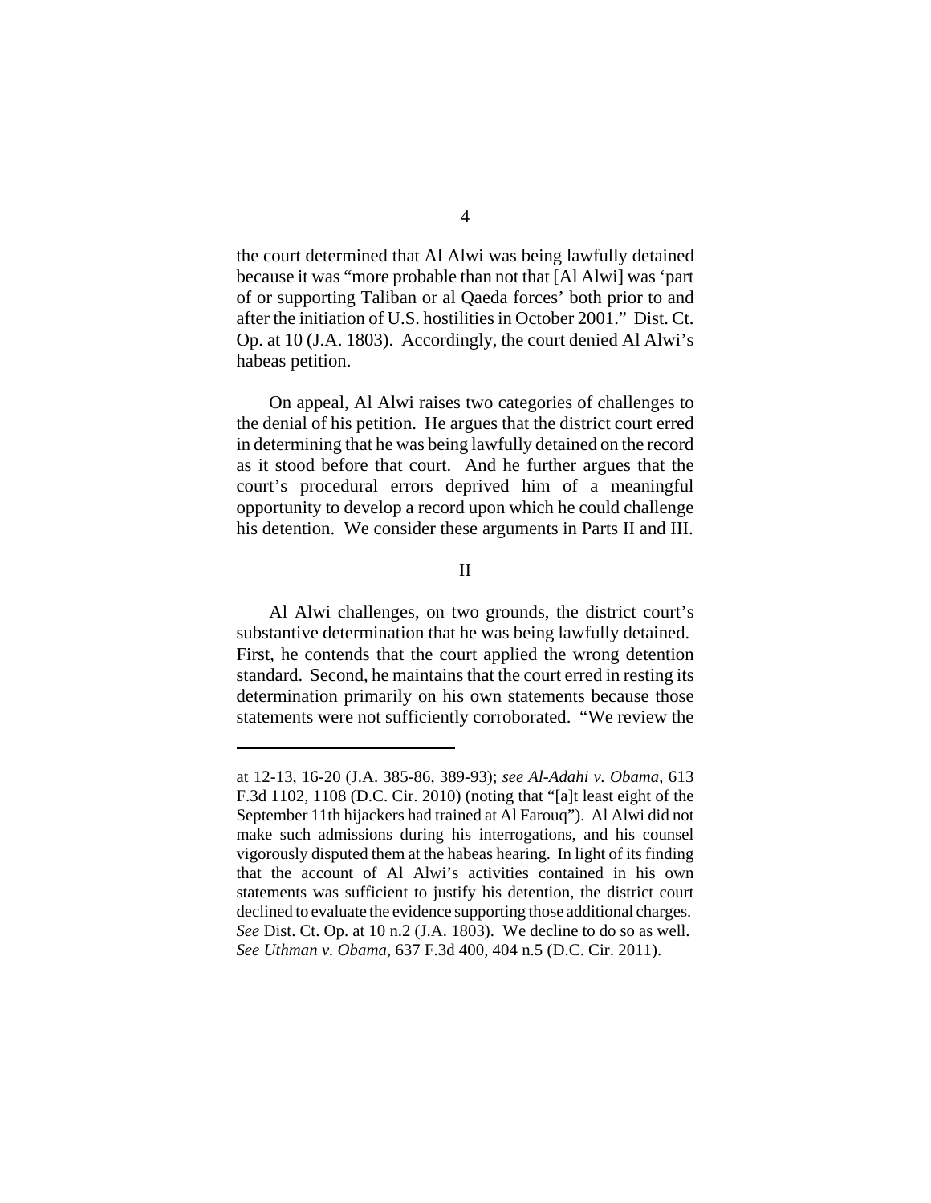the court determined that Al Alwi was being lawfully detained because it was "more probable than not that [Al Alwi] was 'part of or supporting Taliban or al Qaeda forces' both prior to and after the initiation of U.S. hostilities in October 2001." Dist. Ct. Op. at 10 (J.A. 1803). Accordingly, the court denied Al Alwi's habeas petition.

On appeal, Al Alwi raises two categories of challenges to the denial of his petition. He argues that the district court erred in determining that he was being lawfully detained on the record as it stood before that court. And he further argues that the court's procedural errors deprived him of a meaningful opportunity to develop a record upon which he could challenge his detention. We consider these arguments in Parts II and III.

## II

Al Alwi challenges, on two grounds, the district court's substantive determination that he was being lawfully detained. First, he contends that the court applied the wrong detention standard. Second, he maintains that the court erred in resting its determination primarily on his own statements because those statements were not sufficiently corroborated. "We review the

---

at 12-13, 16-20 (J.A. 385-86, 389-93); *see Al-Adahi v. Obama*, 613 F.3d 1102, 1108 (D.C. Cir. 2010) (noting that "[a]t least eight of the September 11th hijackers had trained at Al Farouq"). Al Alwi did not make such admissions during his interrogations, and his counsel vigorously disputed them at the habeas hearing. In light of its finding that the account of Al Alwi's activities contained in his own statements was sufficient to justify his detention, the district court declined to evaluate the evidence supporting those additional charges. *See* Dist. Ct. Op. at 10 n.2 (J.A. 1803). We decline to do so as well. *See Uthman v. Obama*, 637 F.3d 400, 404 n.5 (D.C. Cir. 2011).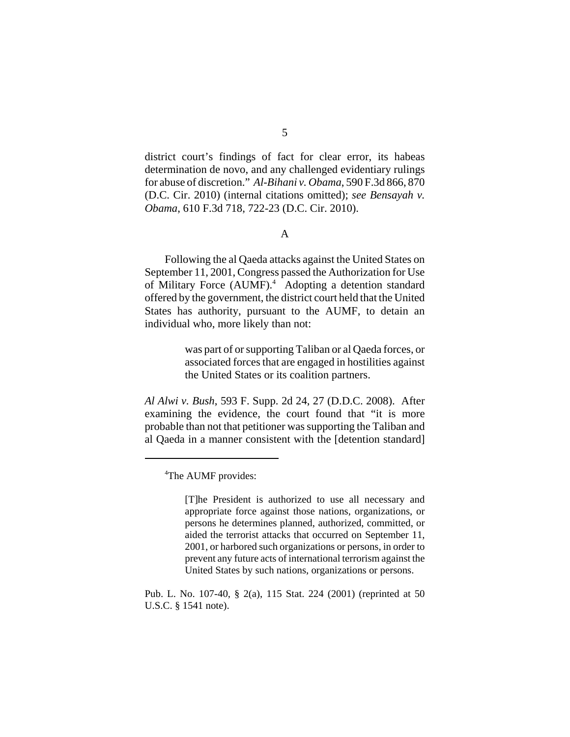district court's findings of fact for clear error, its habeas determination de novo, and any challenged evidentiary rulings for abuse of discretion." *Al-Bihani v. Obama*, 590 F.3d 866, 870 (D.C. Cir. 2010) (internal citations omitted); *see Bensayah v. Obama*, 610 F.3d 718, 722-23 (D.C. Cir. 2010).

A

Following the al Qaeda attacks against the United States on September 11, 2001, Congress passed the Authorization for Use of Military Force (AUMF).[4] Adopting a detention standard offered by the government, the district court held that the United States has authority, pursuant to the AUMF, to detain an individual who, more likely than not:

> was part of or supporting Taliban or al Qaeda forces, or associated forces that are engaged in hostilities against the United States or its coalition partners.

*Al Alwi v. Bush*, 593 F. Supp. 2d 24, 27 (D.D.C. 2008). After examining the evidence, the court found that "it is more probable than not that petitioner was supporting the Taliban and al Qaeda in a manner consistent with the [detention standard]

---

[4]The AUMF provides:

> [T]he President is authorized to use all necessary and appropriate force against those nations, organizations, or persons he determines planned, authorized, committed, or aided the terrorist attacks that occurred on September 11, 2001, or harbored such organizations or persons, in order to prevent any future acts of international terrorism against the United States by such nations, organizations or persons.

Pub. L. No. 107-40, § 2(a), 115 Stat. 224 (2001) (reprinted at 50 U.S.C. § 1541 note).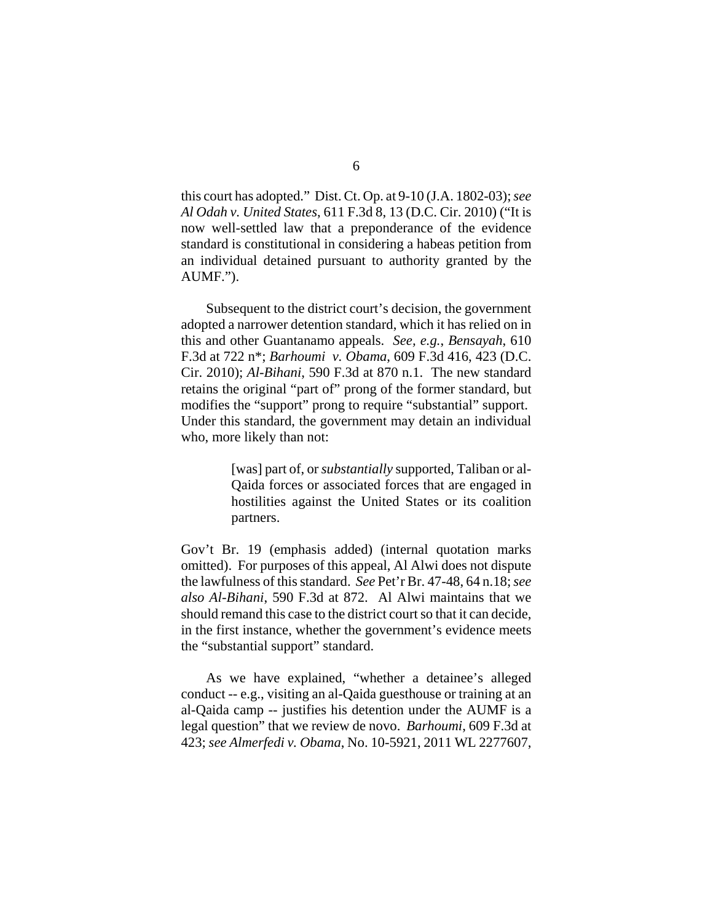this court has adopted." Dist. Ct. Op. at 9-10 (J.A. 1802-03); *see Al Odah v. United States*, 611 F.3d 8, 13 (D.C. Cir. 2010) ("It is now well-settled law that a preponderance of the evidence standard is constitutional in considering a habeas petition from an individual detained pursuant to authority granted by the AUMF.").

Subsequent to the district court's decision, the government adopted a narrower detention standard, which it has relied on in this and other Guantanamo appeals. *See, e.g.*, *Bensayah*, 610 F.3d at 722 n*; *Barhoumi v. Obama*, 609 F.3d 416, 423 (D.C. Cir. 2010); *Al-Bihani*, 590 F.3d at 870 n.1. The new standard retains the original "part of" prong of the former standard, but modifies the "support" prong to require "substantial" support. Under this standard, the government may detain an individual who, more likely than not:

> [was] part of, or *substantially* supported, Taliban or al-Qaida forces or associated forces that are engaged in hostilities against the United States or its coalition partners.

Gov't Br. 19 (emphasis added) (internal quotation marks omitted). For purposes of this appeal, Al Alwi does not dispute the lawfulness of this standard. *See* Pet'r Br. 47-48, 64 n.18; *see also Al-Bihani*, 590 F.3d at 872. Al Alwi maintains that we should remand this case to the district court so that it can decide, in the first instance, whether the government's evidence meets the "substantial support" standard.

As we have explained, "whether a detainee's alleged conduct -- e.g., visiting an al-Qaida guesthouse or training at an al-Qaida camp -- justifies his detention under the AUMF is a legal question" that we review de novo. *Barhoumi*, 609 F.3d at 423; *see Almerfedi v. Obama*, No. 10-5921, 2011 WL 2277607,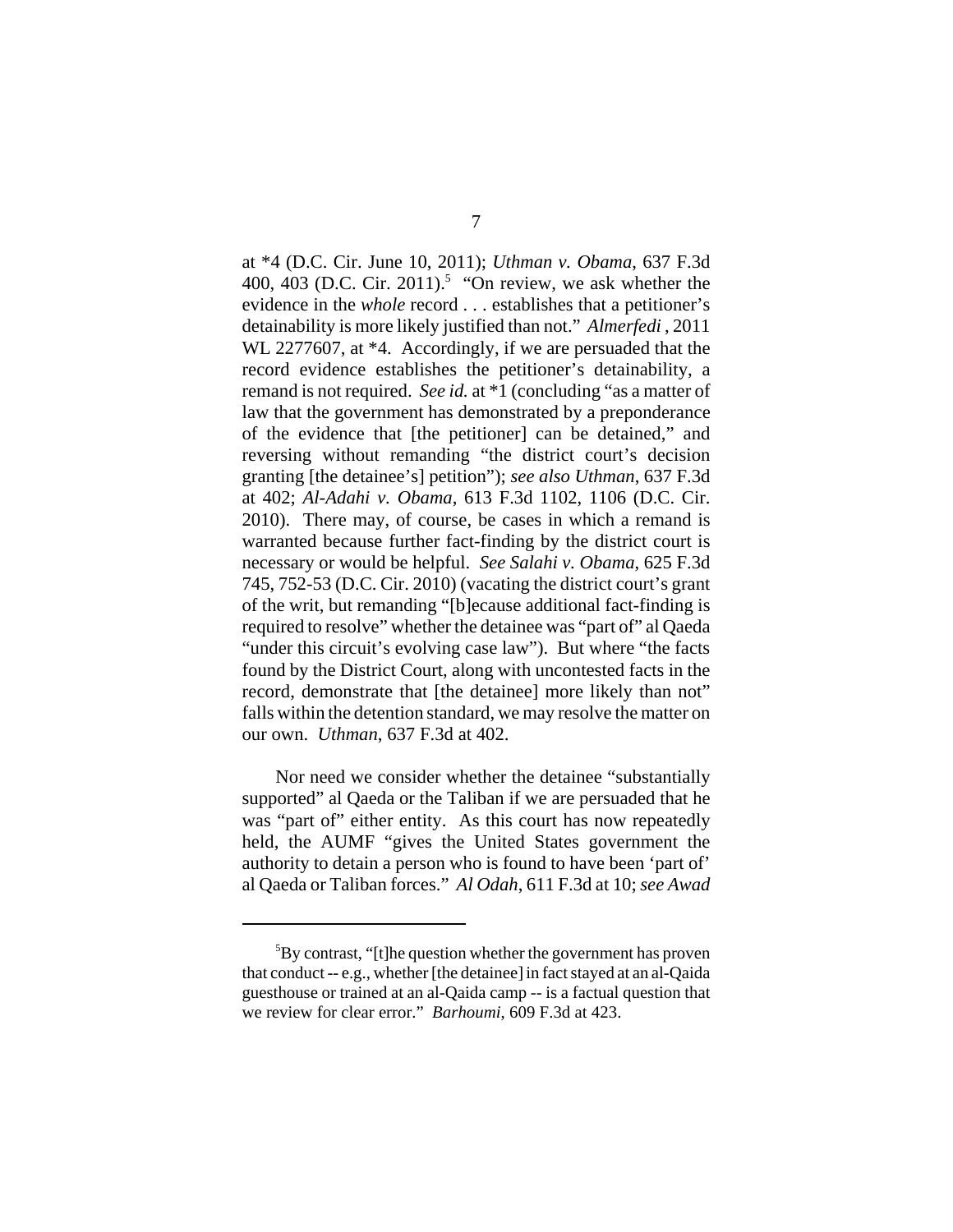at *4 (D.C. Cir. June 10, 2011); *Uthman v. Obama*, 637 F.3d 400, 403 (D.C. Cir. 2011).[5] "On review, we ask whether the evidence in the *whole* record . . . establishes that a petitioner's detainability is more likely justified than not." *Almerfedi* , 2011 WL 2277607, at *4. Accordingly, if we are persuaded that the record evidence establishes the petitioner's detainability, a remand is not required. *See id.* at *1 (concluding "as a matter of law that the government has demonstrated by a preponderance of the evidence that [the petitioner] can be detained," and reversing without remanding "the district court's decision granting [the detainee's] petition"); *see also Uthman*, 637 F.3d at 402; *Al-Adahi v. Obama*, 613 F.3d 1102, 1106 (D.C. Cir. 2010). There may, of course, be cases in which a remand is warranted because further fact-finding by the district court is necessary or would be helpful. *See Salahi v. Obama*, 625 F.3d 745, 752-53 (D.C. Cir. 2010) (vacating the district court's grant of the writ, but remanding "[b]ecause additional fact-finding is required to resolve" whether the detainee was "part of" al Qaeda "under this circuit's evolving case law"). But where "the facts found by the District Court, along with uncontested facts in the record, demonstrate that [the detainee] more likely than not" falls within the detention standard, we may resolve the matter on our own. *Uthman*, 637 F.3d at 402.

Nor need we consider whether the detainee "substantially supported" al Qaeda or the Taliban if we are persuaded that he was "part of" either entity. As this court has now repeatedly held, the AUMF "gives the United States government the authority to detain a person who is found to have been 'part of' al Qaeda or Taliban forces." *Al Odah*, 611 F.3d at 10; *see Awad*

[5]By contrast, "[t]he question whether the government has proven that conduct -- e.g., whether [the detainee] in fact stayed at an al-Qaida guesthouse or trained at an al-Qaida camp -- is a factual question that we review for clear error." *Barhoumi*, 609 F.3d at 423.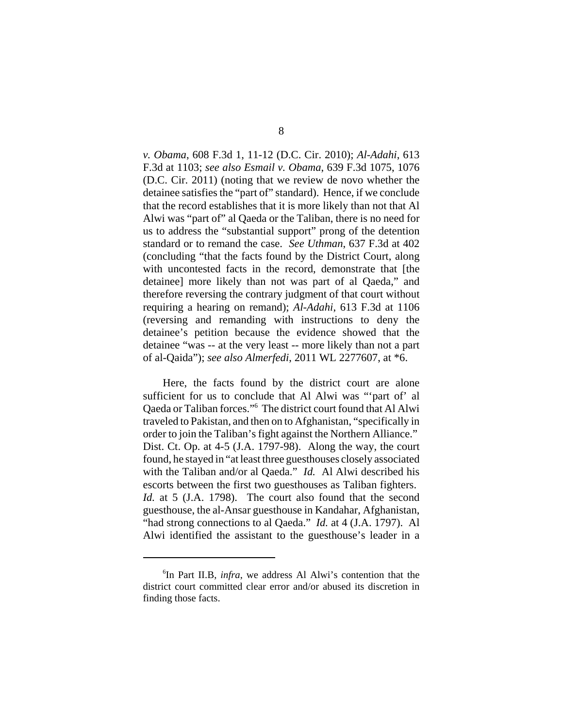*v. Obama*, 608 F.3d 1, 11-12 (D.C. Cir. 2010); *Al-Adahi*, 613 F.3d at 1103; *see also Esmail v. Obama*, 639 F.3d 1075, 1076 (D.C. Cir. 2011) (noting that we review de novo whether the detainee satisfies the "part of" standard). Hence, if we conclude that the record establishes that it is more likely than not that Al Alwi was "part of" al Qaeda or the Taliban, there is no need for us to address the "substantial support" prong of the detention standard or to remand the case. *See Uthman*, 637 F.3d at 402 (concluding "that the facts found by the District Court, along with uncontested facts in the record, demonstrate that [the detainee] more likely than not was part of al Qaeda," and therefore reversing the contrary judgment of that court without requiring a hearing on remand); *Al-Adahi*, 613 F.3d at 1106 (reversing and remanding with instructions to deny the detainee's petition because the evidence showed that the detainee "was -- at the very least -- more likely than not a part of al-Qaida"); *see also Almerfedi*, 2011 WL 2277607, at *6.

Here, the facts found by the district court are alone sufficient for us to conclude that Al Alwi was "'part of' al Qaeda or Taliban forces."[6] The district court found that Al Alwi traveled to Pakistan, and then on to Afghanistan, "specifically in order to join the Taliban's fight against the Northern Alliance." Dist. Ct. Op. at 4-5 (J.A. 1797-98). Along the way, the court found, he stayed in "at least three guesthouses closely associated with the Taliban and/or al Qaeda." *Id.* Al Alwi described his escorts between the first two guesthouses as Taliban fighters. *Id.* at 5 (J.A. 1798). The court also found that the second guesthouse, the al-Ansar guesthouse in Kandahar, Afghanistan, "had strong connections to al Qaeda." *Id.* at 4 (J.A. 1797). Al Alwi identified the assistant to the guesthouse's leader in a

[6] In Part II.B, *infra*, we address Al Alwi's contention that the district court committed clear error and/or abused its discretion in finding those facts.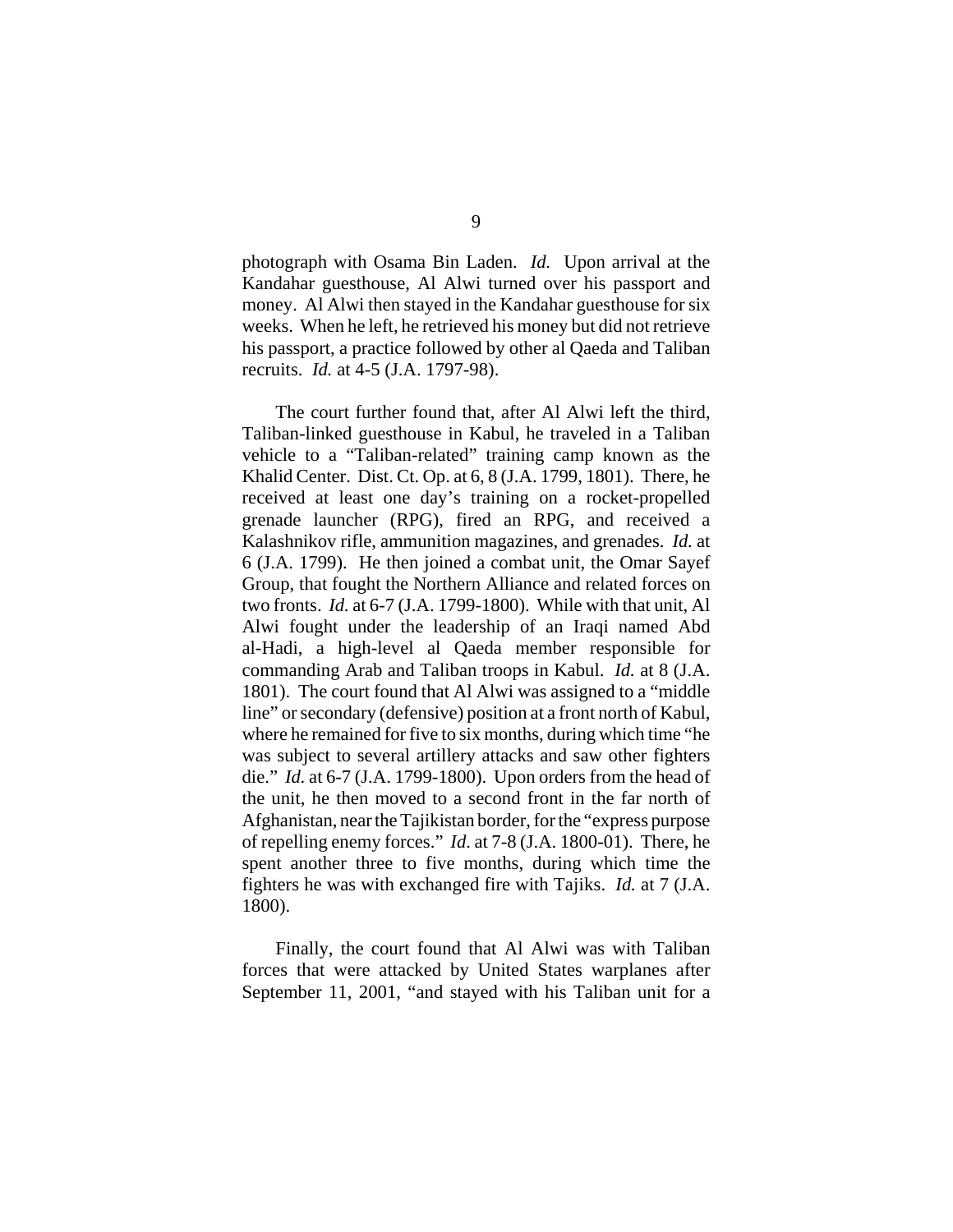photograph with Osama Bin Laden. *Id.* Upon arrival at the Kandahar guesthouse, Al Alwi turned over his passport and money. Al Alwi then stayed in the Kandahar guesthouse for six weeks. When he left, he retrieved his money but did not retrieve his passport, a practice followed by other al Qaeda and Taliban recruits. *Id.* at 4-5 (J.A. 1797-98).

The court further found that, after Al Alwi left the third, Taliban-linked guesthouse in Kabul, he traveled in a Taliban vehicle to a "Taliban-related" training camp known as the Khalid Center. Dist. Ct. Op. at 6, 8 (J.A. 1799, 1801). There, he received at least one day's training on a rocket-propelled grenade launcher (RPG), fired an RPG, and received a Kalashnikov rifle, ammunition magazines, and grenades. *Id.* at 6 (J.A. 1799). He then joined a combat unit, the Omar Sayef Group, that fought the Northern Alliance and related forces on two fronts. *Id.* at 6-7 (J.A. 1799-1800). While with that unit, Al Alwi fought under the leadership of an Iraqi named Abd al-Hadi, a high-level al Qaeda member responsible for commanding Arab and Taliban troops in Kabul. *Id.* at 8 (J.A. 1801). The court found that Al Alwi was assigned to a "middle line" or secondary (defensive) position at a front north of Kabul, where he remained for five to six months, during which time "he was subject to several artillery attacks and saw other fighters die." *Id.* at 6-7 (J.A. 1799-1800). Upon orders from the head of the unit, he then moved to a second front in the far north of Afghanistan, near the Tajikistan border, for the "express purpose of repelling enemy forces." *Id*. at 7-8 (J.A. 1800-01). There, he spent another three to five months, during which time the fighters he was with exchanged fire with Tajiks. *Id.* at 7 (J.A. 1800).

Finally, the court found that Al Alwi was with Taliban forces that were attacked by United States warplanes after September 11, 2001, "and stayed with his Taliban unit for a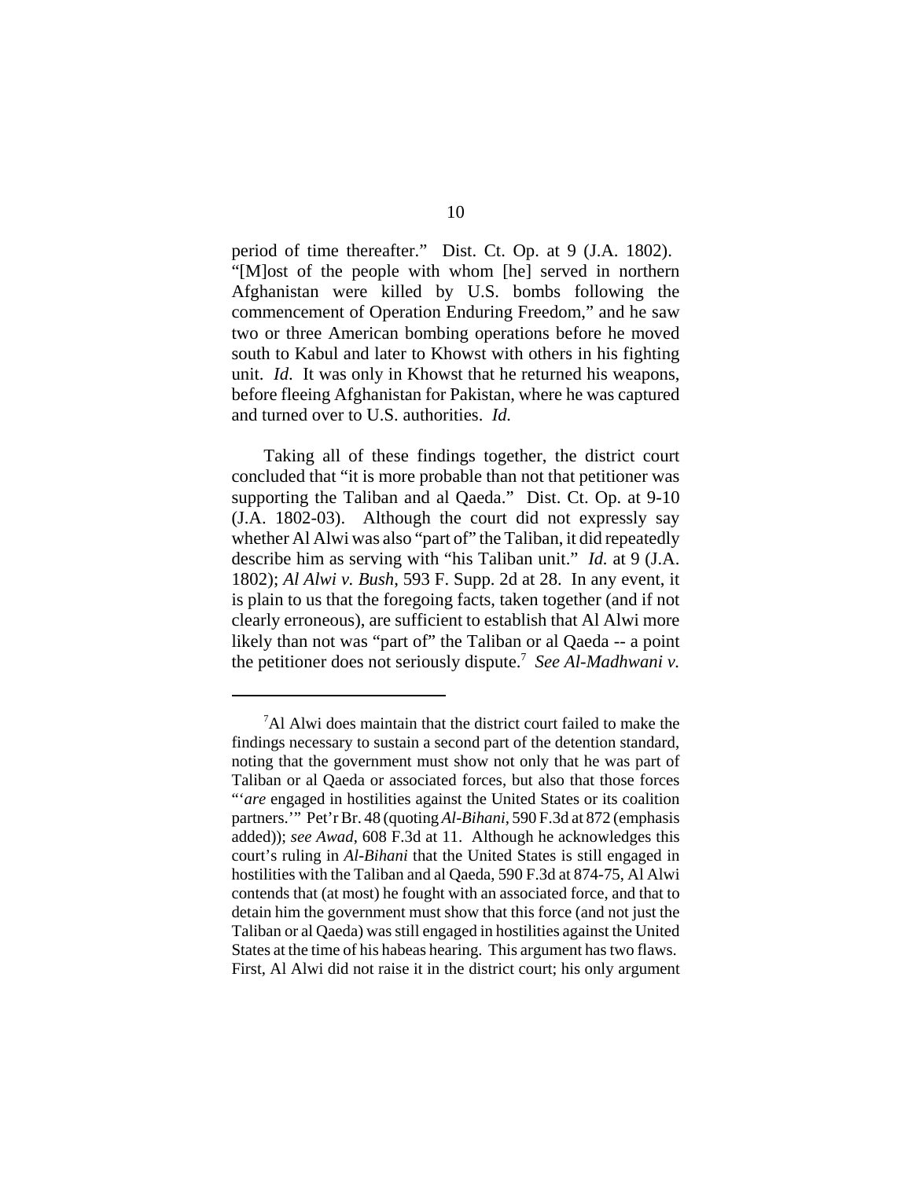period of time thereafter." Dist. Ct. Op. at 9 (J.A. 1802). "[M]ost of the people with whom [he] served in northern Afghanistan were killed by U.S. bombs following the commencement of Operation Enduring Freedom," and he saw two or three American bombing operations before he moved south to Kabul and later to Khowst with others in his fighting unit. *Id*. It was only in Khowst that he returned his weapons, before fleeing Afghanistan for Pakistan, where he was captured and turned over to U.S. authorities. *Id.*

Taking all of these findings together, the district court concluded that "it is more probable than not that petitioner was supporting the Taliban and al Qaeda." Dist. Ct. Op. at 9-10 (J.A. 1802-03). Although the court did not expressly say whether Al Alwi was also "part of" the Taliban, it did repeatedly describe him as serving with "his Taliban unit." *Id.* at 9 (J.A. 1802); *Al Alwi v. Bush*, 593 F. Supp. 2d at 28. In any event, it is plain to us that the foregoing facts, taken together (and if not clearly erroneous), are sufficient to establish that Al Alwi more likely than not was "part of" the Taliban or al Qaeda -- a point the petitioner does not seriously dispute.[7] *See Al-Madhwani v.*

[7]Al Alwi does maintain that the district court failed to make the findings necessary to sustain a second part of the detention standard, noting that the government must show not only that he was part of Taliban or al Qaeda or associated forces, but also that those forces "'*are* engaged in hostilities against the United States or its coalition partners.'" Pet'r Br. 48 (quoting *Al-Bihani*, 590 F.3d at 872 (emphasis added)); *see Awad*, 608 F.3d at 11. Although he acknowledges this court's ruling in *Al-Bihani* that the United States is still engaged in hostilities with the Taliban and al Qaeda, 590 F.3d at 874-75, Al Alwi contends that (at most) he fought with an associated force, and that to detain him the government must show that this force (and not just the Taliban or al Qaeda) was still engaged in hostilities against the United States at the time of his habeas hearing. This argument has two flaws. First, Al Alwi did not raise it in the district court; his only argument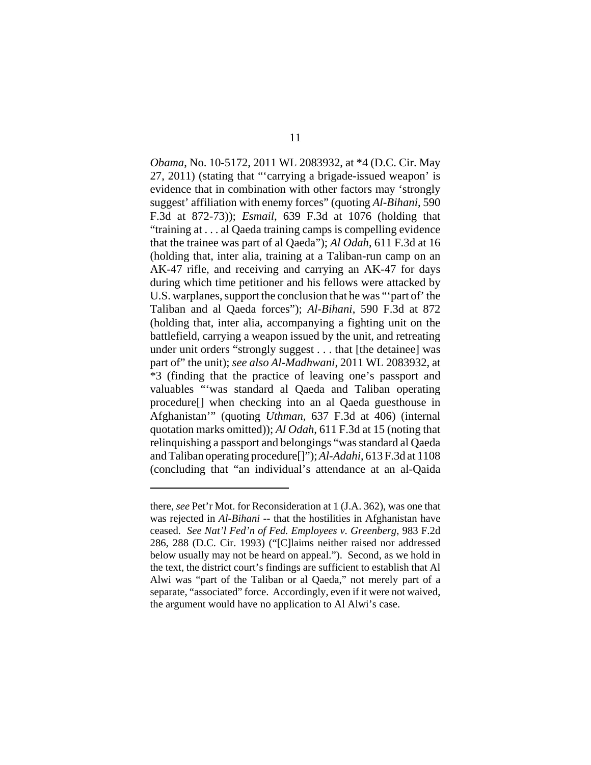*Obama*, No. 10-5172, 2011 WL 2083932, at *4 (D.C. Cir. May 27, 2011) (stating that "'carrying a brigade-issued weapon' is evidence that in combination with other factors may 'strongly suggest' affiliation with enemy forces" (quoting *Al-Bihani*, 590 F.3d at 872-73)); *Esmail*, 639 F.3d at 1076 (holding that "training at . . . al Qaeda training camps is compelling evidence that the trainee was part of al Qaeda"); *Al Odah*, 611 F.3d at 16 (holding that, inter alia, training at a Taliban-run camp on an AK-47 rifle, and receiving and carrying an AK-47 for days during which time petitioner and his fellows were attacked by U.S. warplanes, support the conclusion that he was "'part of' the Taliban and al Qaeda forces"); *Al-Bihani*, 590 F.3d at 872 (holding that, inter alia, accompanying a fighting unit on the battlefield, carrying a weapon issued by the unit, and retreating under unit orders "strongly suggest . . . that [the detainee] was part of" the unit); *see also Al-Madhwani*, 2011 WL 2083932, at *3 (finding that the practice of leaving one's passport and valuables "'was standard al Qaeda and Taliban operating procedure[] when checking into an al Qaeda guesthouse in Afghanistan'" (quoting *Uthman*, 637 F.3d at 406) (internal quotation marks omitted)); *Al Odah*, 611 F.3d at 15 (noting that relinquishing a passport and belongings "was standard al Qaeda and Taliban operating procedure[]"); *Al-Adahi*, 613 F.3d at 1108 (concluding that "an individual's attendance at an al-Qaida

---

there, *see* Pet'r Mot. for Reconsideration at 1 (J.A. 362), was one that was rejected in *Al-Bihani* -- that the hostilities in Afghanistan have ceased. *See Nat'l Fed'n of Fed. Employees v. Greenberg*, 983 F.2d 286, 288 (D.C. Cir. 1993) ("[C]laims neither raised nor addressed below usually may not be heard on appeal."). Second, as we hold in the text, the district court's findings are sufficient to establish that Al Alwi was "part of the Taliban or al Qaeda," not merely part of a separate, "associated" force. Accordingly, even if it were not waived, the argument would have no application to Al Alwi's case.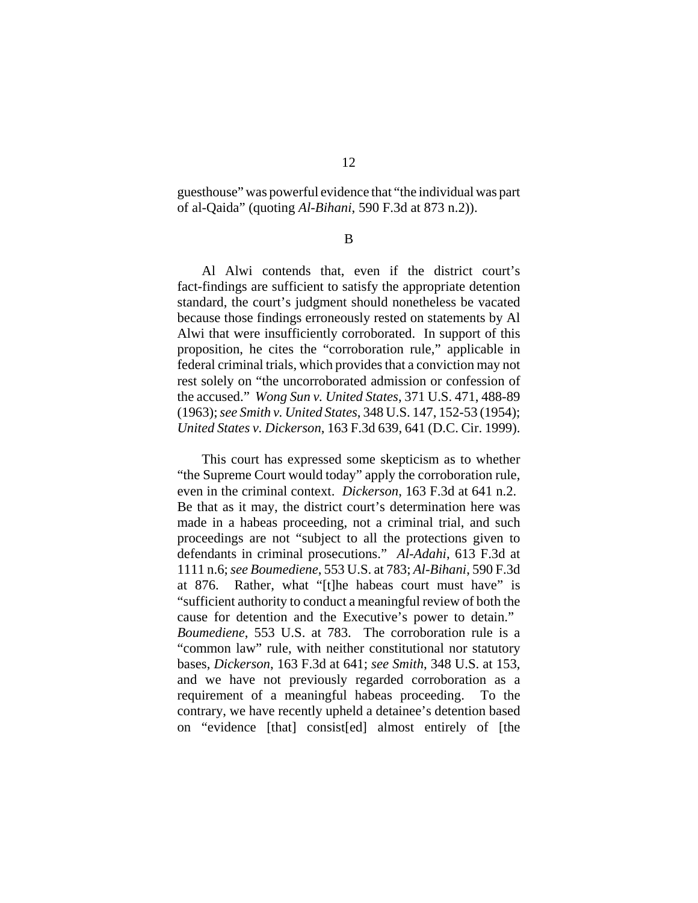guesthouse" was powerful evidence that "the individual was part of al-Qaida" (quoting *Al-Bihani*, 590 F.3d at 873 n.2)).

B

Al Alwi contends that, even if the district court's fact-findings are sufficient to satisfy the appropriate detention standard, the court's judgment should nonetheless be vacated because those findings erroneously rested on statements by Al Alwi that were insufficiently corroborated. In support of this proposition, he cites the "corroboration rule," applicable in federal criminal trials, which provides that a conviction may not rest solely on "the uncorroborated admission or confession of the accused." *Wong Sun v. United States*, 371 U.S. 471, 488-89 (1963); *see Smith v. United States*, 348 U.S. 147, 152-53 (1954); *United States v. Dickerson*, 163 F.3d 639, 641 (D.C. Cir. 1999).

This court has expressed some skepticism as to whether "the Supreme Court would today" apply the corroboration rule, even in the criminal context. *Dickerson*, 163 F.3d at 641 n.2. Be that as it may, the district court's determination here was made in a habeas proceeding, not a criminal trial, and such proceedings are not "subject to all the protections given to defendants in criminal prosecutions." *Al-Adahi*, 613 F.3d at 1111 n.6; *see Boumediene*, 553 U.S. at 783; *Al-Bihani*, 590 F.3d at 876. Rather, what "[t]he habeas court must have" is "sufficient authority to conduct a meaningful review of both the cause for detention and the Executive's power to detain." *Boumediene*, 553 U.S. at 783. The corroboration rule is a "common law" rule, with neither constitutional nor statutory bases, *Dickerson*, 163 F.3d at 641; *see Smith*, 348 U.S. at 153, and we have not previously regarded corroboration as a requirement of a meaningful habeas proceeding. To the contrary, we have recently upheld a detainee's detention based on "evidence [that] consist[ed] almost entirely of [the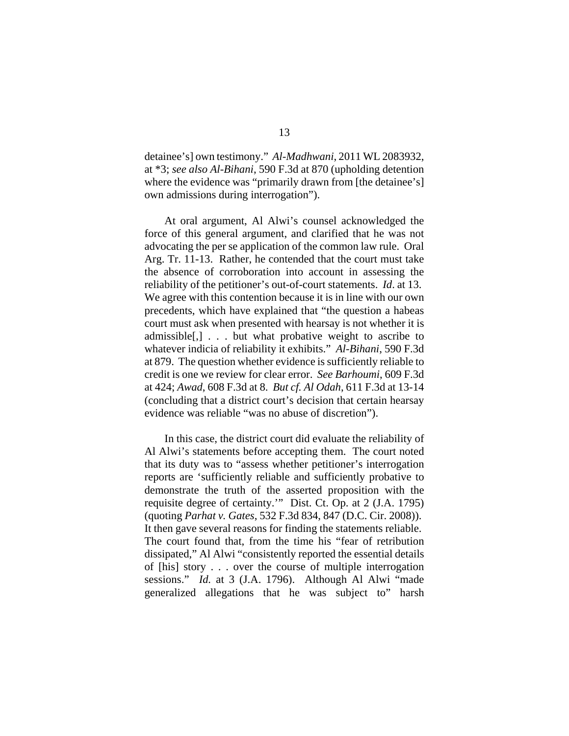detainee's] own testimony." *Al-Madhwani*, 2011 WL 2083932, at *3; *see also Al-Bihani*, 590 F.3d at 870 (upholding detention where the evidence was "primarily drawn from [the detainee's] own admissions during interrogation").

At oral argument, Al Alwi's counsel acknowledged the force of this general argument, and clarified that he was not advocating the per se application of the common law rule. Oral Arg. Tr. 11-13. Rather, he contended that the court must take the absence of corroboration into account in assessing the reliability of the petitioner's out-of-court statements. *Id*. at 13. We agree with this contention because it is in line with our own precedents, which have explained that "the question a habeas court must ask when presented with hearsay is not whether it is admissible[,] . . . but what probative weight to ascribe to whatever indicia of reliability it exhibits." *Al-Bihani*, 590 F.3d at 879. The question whether evidence is sufficiently reliable to credit is one we review for clear error. *See Barhoumi*, 609 F.3d at 424; *Awad*, 608 F.3d at 8. *But cf. Al Odah*, 611 F.3d at 13-14 (concluding that a district court's decision that certain hearsay evidence was reliable "was no abuse of discretion").

In this case, the district court did evaluate the reliability of Al Alwi's statements before accepting them. The court noted that its duty was to "assess whether petitioner's interrogation reports are 'sufficiently reliable and sufficiently probative to demonstrate the truth of the asserted proposition with the requisite degree of certainty.'" Dist. Ct. Op. at 2 (J.A. 1795) (quoting *Parhat v. Gates*, 532 F.3d 834, 847 (D.C. Cir. 2008)). It then gave several reasons for finding the statements reliable. The court found that, from the time his "fear of retribution dissipated," Al Alwi "consistently reported the essential details of [his] story . . . over the course of multiple interrogation sessions." *Id.* at 3 (J.A. 1796). Although Al Alwi "made generalized allegations that he was subject to" harsh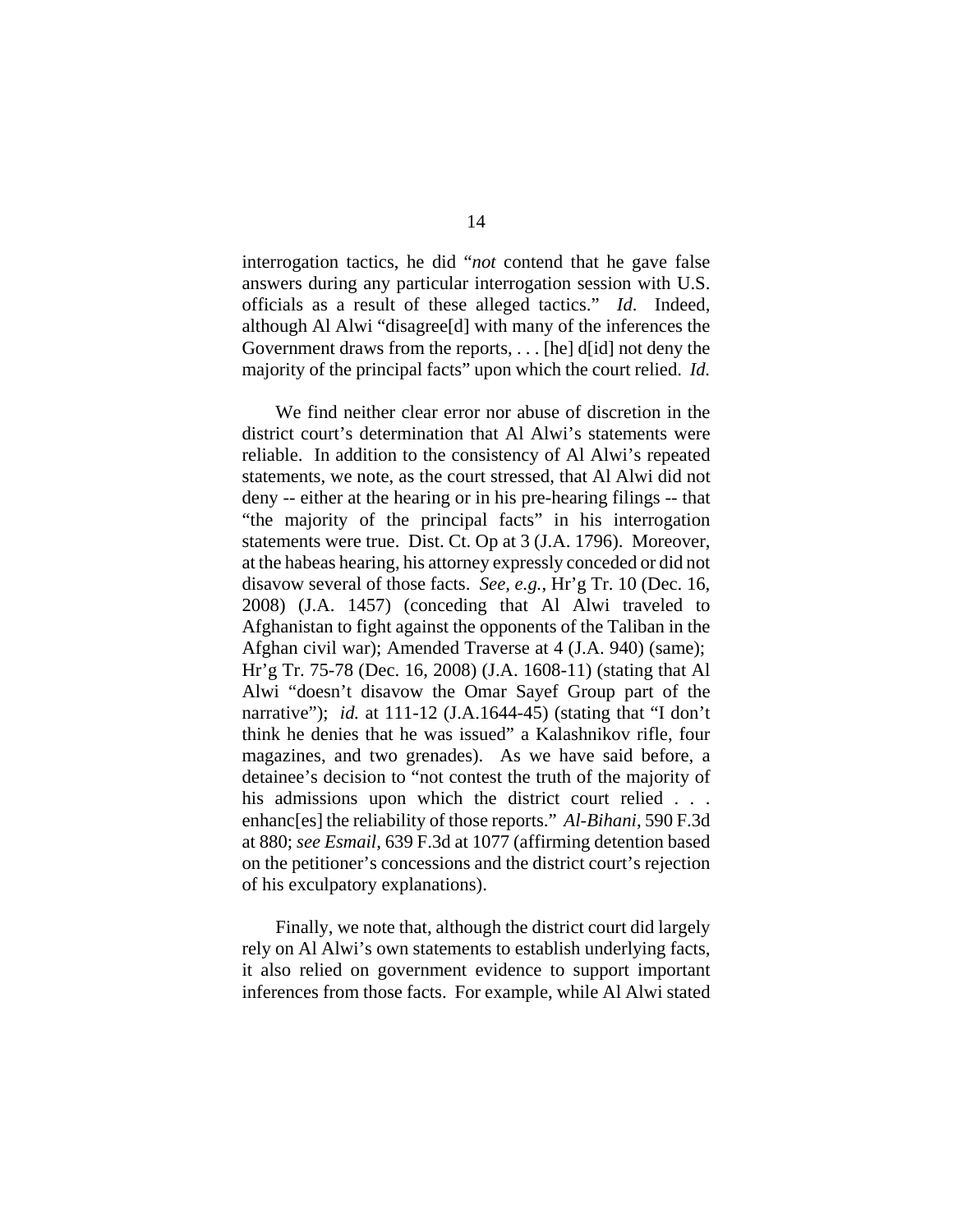interrogation tactics, he did "*not* contend that he gave false answers during any particular interrogation session with U.S. officials as a result of these alleged tactics." *Id*. Indeed, although Al Alwi "disagree[d] with many of the inferences the Government draws from the reports, . . . [he] d[id] not deny the majority of the principal facts" upon which the court relied. *Id.*

We find neither clear error nor abuse of discretion in the district court's determination that Al Alwi's statements were reliable. In addition to the consistency of Al Alwi's repeated statements, we note, as the court stressed, that Al Alwi did not deny -- either at the hearing or in his pre-hearing filings -- that "the majority of the principal facts" in his interrogation statements were true. Dist. Ct. Op at 3 (J.A. 1796). Moreover, at the habeas hearing, his attorney expressly conceded or did not disavow several of those facts. *See, e.g.*, Hr'g Tr. 10 (Dec. 16, 2008) (J.A. 1457) (conceding that Al Alwi traveled to Afghanistan to fight against the opponents of the Taliban in the Afghan civil war); Amended Traverse at 4 (J.A. 940) (same); Hr'g Tr. 75-78 (Dec. 16, 2008) (J.A. 1608-11) (stating that Al Alwi "doesn't disavow the Omar Sayef Group part of the narrative"); *id.* at 111-12 (J.A.1644-45) (stating that "I don't think he denies that he was issued" a Kalashnikov rifle, four magazines, and two grenades). As we have said before, a detainee's decision to "not contest the truth of the majority of his admissions upon which the district court relied . . . enhanc[es] the reliability of those reports." *Al-Bihani*, 590 F.3d at 880; *see Esmail*, 639 F.3d at 1077 (affirming detention based on the petitioner's concessions and the district court's rejection of his exculpatory explanations).

Finally, we note that, although the district court did largely rely on Al Alwi's own statements to establish underlying facts, it also relied on government evidence to support important inferences from those facts. For example, while Al Alwi stated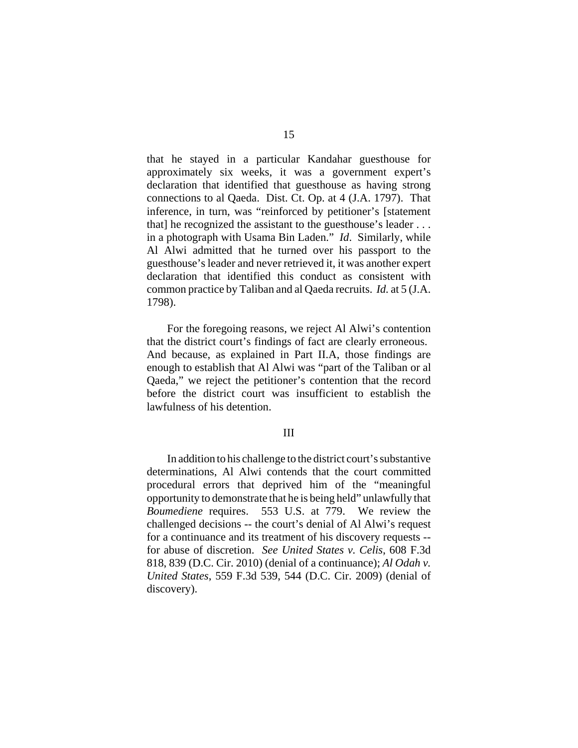that he stayed in a particular Kandahar guesthouse for approximately six weeks, it was a government expert's declaration that identified that guesthouse as having strong connections to al Qaeda. Dist. Ct. Op. at 4 (J.A. 1797). That inference, in turn, was "reinforced by petitioner's [statement that] he recognized the assistant to the guesthouse's leader . . . in a photograph with Usama Bin Laden." *Id*. Similarly, while Al Alwi admitted that he turned over his passport to the guesthouse's leader and never retrieved it, it was another expert declaration that identified this conduct as consistent with common practice by Taliban and al Qaeda recruits. *Id.* at 5 (J.A. 1798).

For the foregoing reasons, we reject Al Alwi's contention that the district court's findings of fact are clearly erroneous. And because, as explained in Part II.A, those findings are enough to establish that Al Alwi was "part of the Taliban or al Qaeda," we reject the petitioner's contention that the record before the district court was insufficient to establish the lawfulness of his detention.

## III

In addition to his challenge to the district court's substantive determinations, Al Alwi contends that the court committed procedural errors that deprived him of the "meaningful opportunity to demonstrate that he is being held" unlawfully that *Boumediene* requires. 553 U.S. at 779. We review the challenged decisions -- the court's denial of Al Alwi's request for a continuance and its treatment of his discovery requests -- for abuse of discretion. *See United States v. Celis*, 608 F.3d 818, 839 (D.C. Cir. 2010) (denial of a continuance); *Al Odah v. United States*, 559 F.3d 539, 544 (D.C. Cir. 2009) (denial of discovery).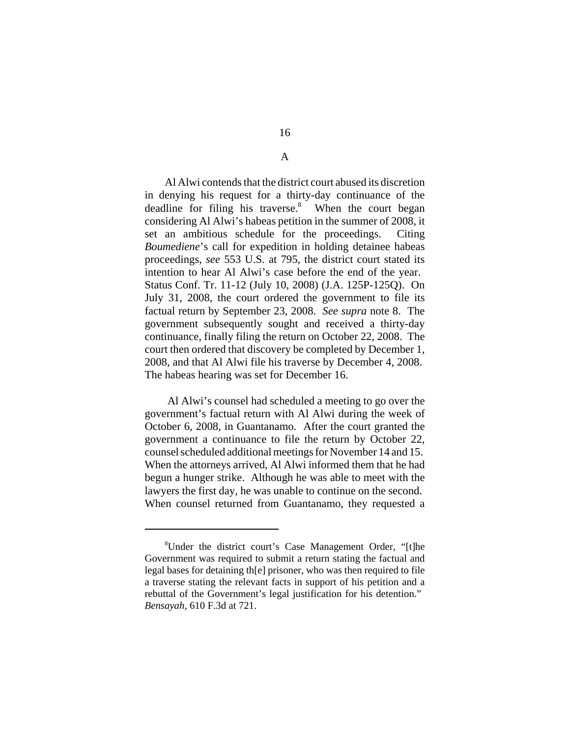## A

Al Alwi contends that the district court abused its discretion in denying his request for a thirty-day continuance of the deadline for filing his traverse.[8] When the court began considering Al Alwi's habeas petition in the summer of 2008, it set an ambitious schedule for the proceedings. Citing *Boumediene*'s call for expedition in holding detainee habeas proceedings, *see* 553 U.S. at 795, the district court stated its intention to hear Al Alwi's case before the end of the year. Status Conf. Tr. 11-12 (July 10, 2008) (J.A. 125P-125Q). On July 31, 2008, the court ordered the government to file its factual return by September 23, 2008. *See supra* note 8. The government subsequently sought and received a thirty-day continuance, finally filing the return on October 22, 2008. The court then ordered that discovery be completed by December 1, 2008, and that Al Alwi file his traverse by December 4, 2008. The habeas hearing was set for December 16.

Al Alwi's counsel had scheduled a meeting to go over the government's factual return with Al Alwi during the week of October 6, 2008, in Guantanamo. After the court granted the government a continuance to file the return by October 22, counsel scheduled additional meetings for November 14 and 15. When the attorneys arrived, Al Alwi informed them that he had begun a hunger strike. Although he was able to meet with the lawyers the first day, he was unable to continue on the second. When counsel returned from Guantanamo, they requested a

---

[8]Under the district court's Case Management Order, "[t]he Government was required to submit a return stating the factual and legal bases for detaining th[e] prisoner, who was then required to file a traverse stating the relevant facts in support of his petition and a rebuttal of the Government's legal justification for his detention." *Bensayah*, 610 F.3d at 721.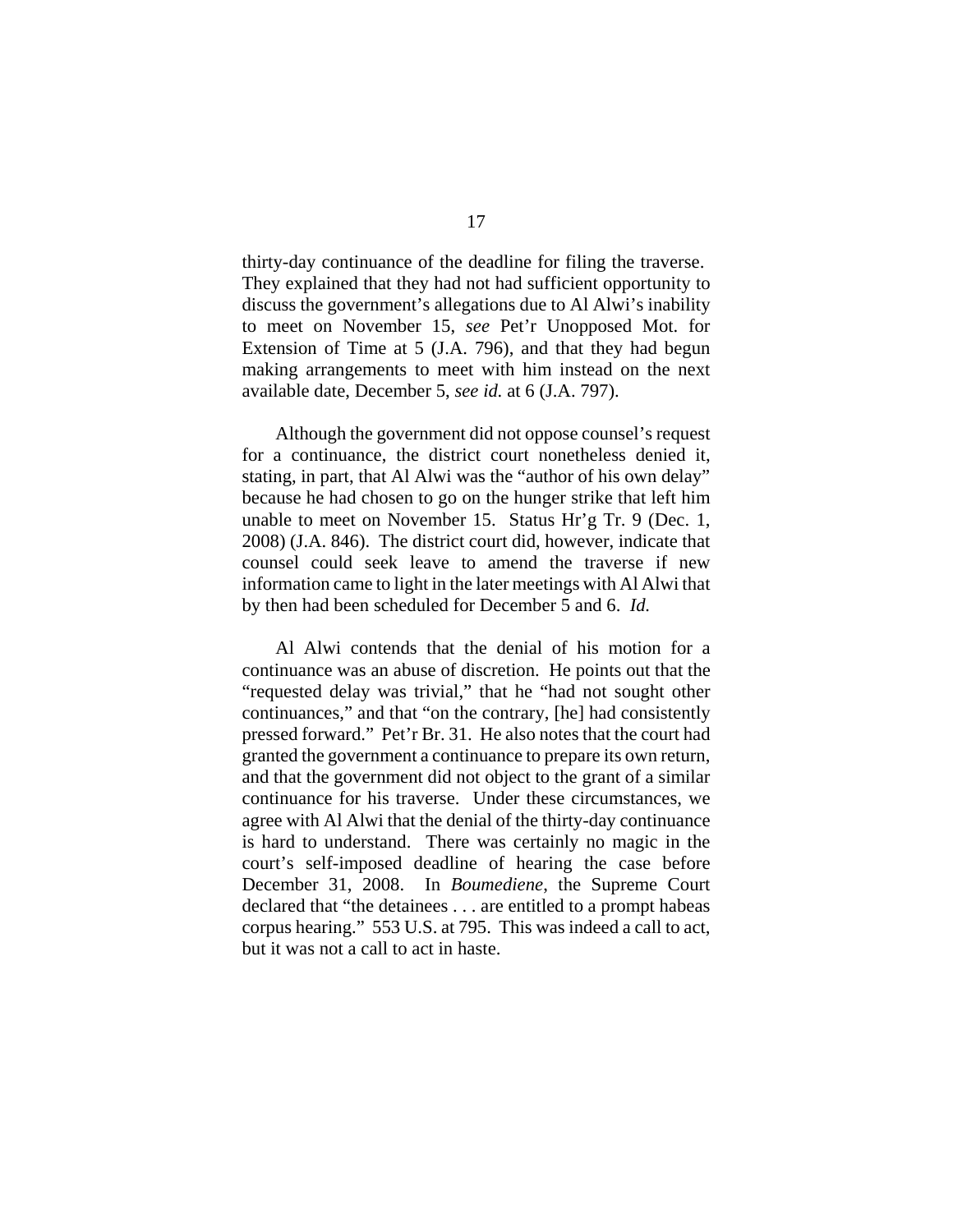thirty-day continuance of the deadline for filing the traverse. They explained that they had not had sufficient opportunity to discuss the government's allegations due to Al Alwi's inability to meet on November 15, *see* Pet'r Unopposed Mot. for Extension of Time at 5 (J.A. 796), and that they had begun making arrangements to meet with him instead on the next available date, December 5, *see id.* at 6 (J.A. 797).

Although the government did not oppose counsel's request for a continuance, the district court nonetheless denied it, stating, in part, that Al Alwi was the "author of his own delay" because he had chosen to go on the hunger strike that left him unable to meet on November 15. Status Hr'g Tr. 9 (Dec. 1, 2008) (J.A. 846). The district court did, however, indicate that counsel could seek leave to amend the traverse if new information came to light in the later meetings with Al Alwi that by then had been scheduled for December 5 and 6. *Id.*

Al Alwi contends that the denial of his motion for a continuance was an abuse of discretion. He points out that the "requested delay was trivial," that he "had not sought other continuances," and that "on the contrary, [he] had consistently pressed forward." Pet'r Br. 31. He also notes that the court had granted the government a continuance to prepare its own return, and that the government did not object to the grant of a similar continuance for his traverse. Under these circumstances, we agree with Al Alwi that the denial of the thirty-day continuance is hard to understand. There was certainly no magic in the court's self-imposed deadline of hearing the case before December 31, 2008. In *Boumediene*, the Supreme Court declared that "the detainees . . . are entitled to a prompt habeas corpus hearing." 553 U.S. at 795. This was indeed a call to act, but it was not a call to act in haste.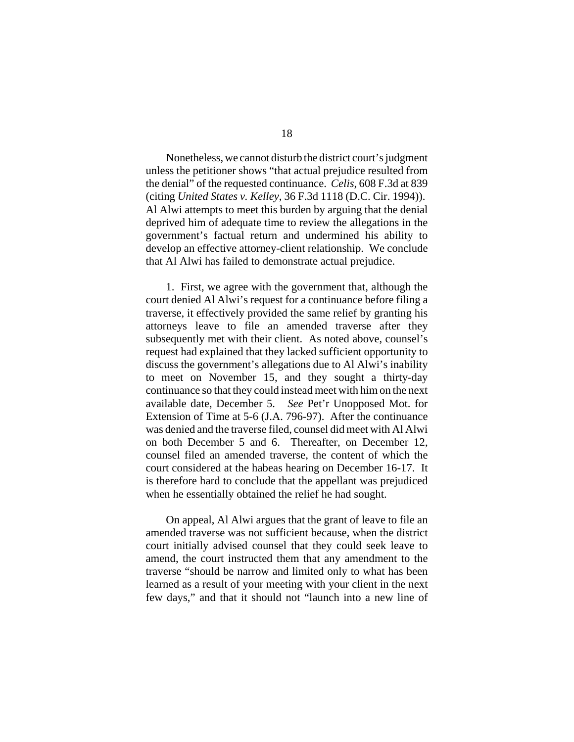Nonetheless, we cannot disturb the district court's judgment unless the petitioner shows "that actual prejudice resulted from the denial" of the requested continuance. *Celis*, 608 F.3d at 839 (citing *United States v. Kelley*, 36 F.3d 1118 (D.C. Cir. 1994)). Al Alwi attempts to meet this burden by arguing that the denial deprived him of adequate time to review the allegations in the government's factual return and undermined his ability to develop an effective attorney-client relationship. We conclude that Al Alwi has failed to demonstrate actual prejudice.

1. First, we agree with the government that, although the court denied Al Alwi's request for a continuance before filing a traverse, it effectively provided the same relief by granting his attorneys leave to file an amended traverse after they subsequently met with their client. As noted above, counsel's request had explained that they lacked sufficient opportunity to discuss the government's allegations due to Al Alwi's inability to meet on November 15, and they sought a thirty-day continuance so that they could instead meet with him on the next available date, December 5. *See* Pet'r Unopposed Mot. for Extension of Time at 5-6 (J.A. 796-97). After the continuance was denied and the traverse filed, counsel did meet with Al Alwi on both December 5 and 6. Thereafter, on December 12, counsel filed an amended traverse, the content of which the court considered at the habeas hearing on December 16-17. It is therefore hard to conclude that the appellant was prejudiced when he essentially obtained the relief he had sought.

On appeal, Al Alwi argues that the grant of leave to file an amended traverse was not sufficient because, when the district court initially advised counsel that they could seek leave to amend, the court instructed them that any amendment to the traverse "should be narrow and limited only to what has been learned as a result of your meeting with your client in the next few days," and that it should not "launch into a new line of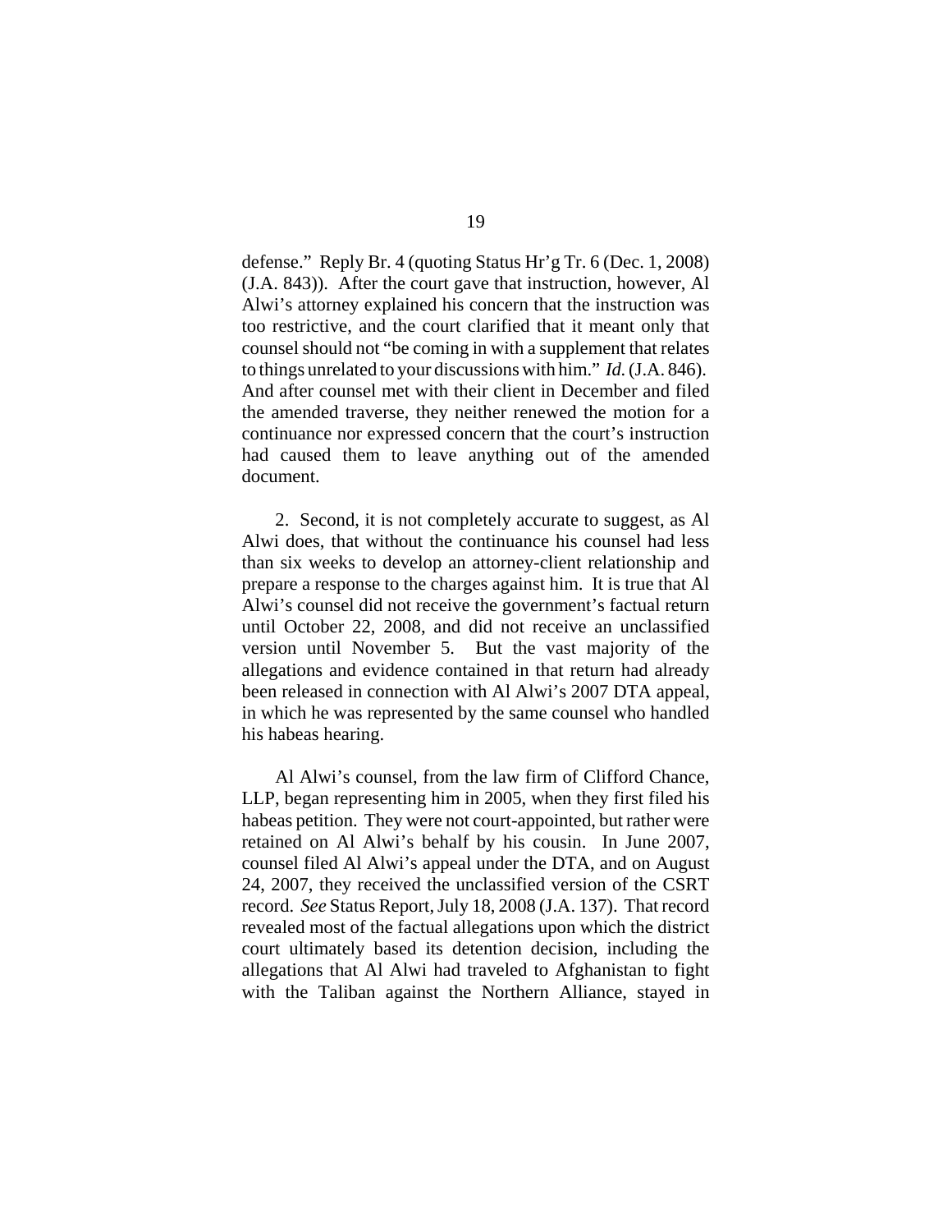defense." Reply Br. 4 (quoting Status Hr'g Tr. 6 (Dec. 1, 2008) (J.A. 843)). After the court gave that instruction, however, Al Alwi's attorney explained his concern that the instruction was too restrictive, and the court clarified that it meant only that counsel should not "be coming in with a supplement that relates to things unrelated to your discussions with him." *Id.* (J.A. 846). And after counsel met with their client in December and filed the amended traverse, they neither renewed the motion for a continuance nor expressed concern that the court's instruction had caused them to leave anything out of the amended document.

2. Second, it is not completely accurate to suggest, as Al Alwi does, that without the continuance his counsel had less than six weeks to develop an attorney-client relationship and prepare a response to the charges against him. It is true that Al Alwi's counsel did not receive the government's factual return until October 22, 2008, and did not receive an unclassified version until November 5. But the vast majority of the allegations and evidence contained in that return had already been released in connection with Al Alwi's 2007 DTA appeal, in which he was represented by the same counsel who handled his habeas hearing.

Al Alwi's counsel, from the law firm of Clifford Chance, LLP, began representing him in 2005, when they first filed his habeas petition. They were not court-appointed, but rather were retained on Al Alwi's behalf by his cousin. In June 2007, counsel filed Al Alwi's appeal under the DTA, and on August 24, 2007, they received the unclassified version of the CSRT record. *See* Status Report, July 18, 2008 (J.A. 137). That record revealed most of the factual allegations upon which the district court ultimately based its detention decision, including the allegations that Al Alwi had traveled to Afghanistan to fight with the Taliban against the Northern Alliance, stayed in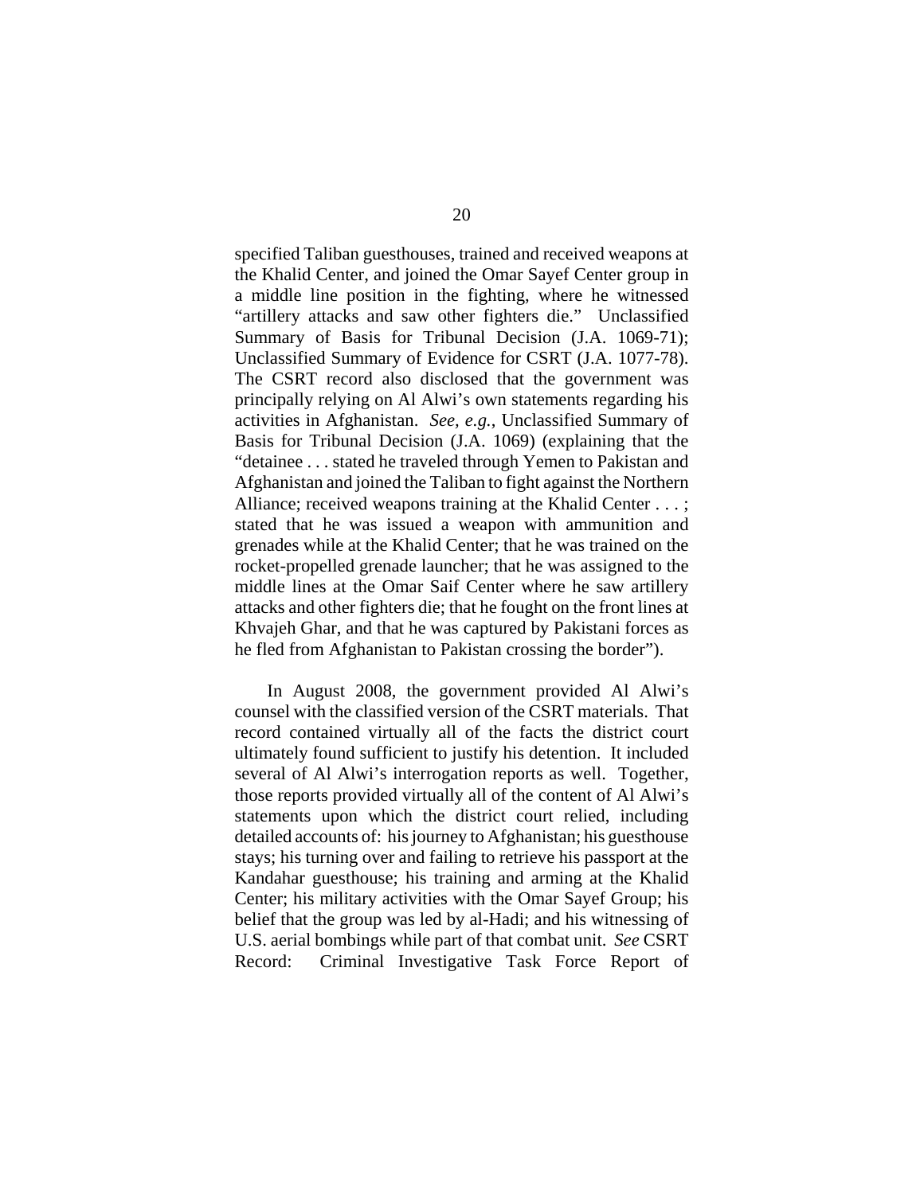specified Taliban guesthouses, trained and received weapons at the Khalid Center, and joined the Omar Sayef Center group in a middle line position in the fighting, where he witnessed "artillery attacks and saw other fighters die." Unclassified Summary of Basis for Tribunal Decision (J.A. 1069-71); Unclassified Summary of Evidence for CSRT (J.A. 1077-78). The CSRT record also disclosed that the government was principally relying on Al Alwi's own statements regarding his activities in Afghanistan. *See, e.g.*, Unclassified Summary of Basis for Tribunal Decision (J.A. 1069) (explaining that the "detainee . . . stated he traveled through Yemen to Pakistan and Afghanistan and joined the Taliban to fight against the Northern Alliance; received weapons training at the Khalid Center . . . ; stated that he was issued a weapon with ammunition and grenades while at the Khalid Center; that he was trained on the rocket-propelled grenade launcher; that he was assigned to the middle lines at the Omar Saif Center where he saw artillery attacks and other fighters die; that he fought on the front lines at Khvajeh Ghar, and that he was captured by Pakistani forces as he fled from Afghanistan to Pakistan crossing the border").

In August 2008, the government provided Al Alwi's counsel with the classified version of the CSRT materials. That record contained virtually all of the facts the district court ultimately found sufficient to justify his detention. It included several of Al Alwi's interrogation reports as well. Together, those reports provided virtually all of the content of Al Alwi's statements upon which the district court relied, including detailed accounts of: his journey to Afghanistan; his guesthouse stays; his turning over and failing to retrieve his passport at the Kandahar guesthouse; his training and arming at the Khalid Center; his military activities with the Omar Sayef Group; his belief that the group was led by al-Hadi; and his witnessing of U.S. aerial bombings while part of that combat unit. *See* CSRT Record: Criminal Investigative Task Force Report of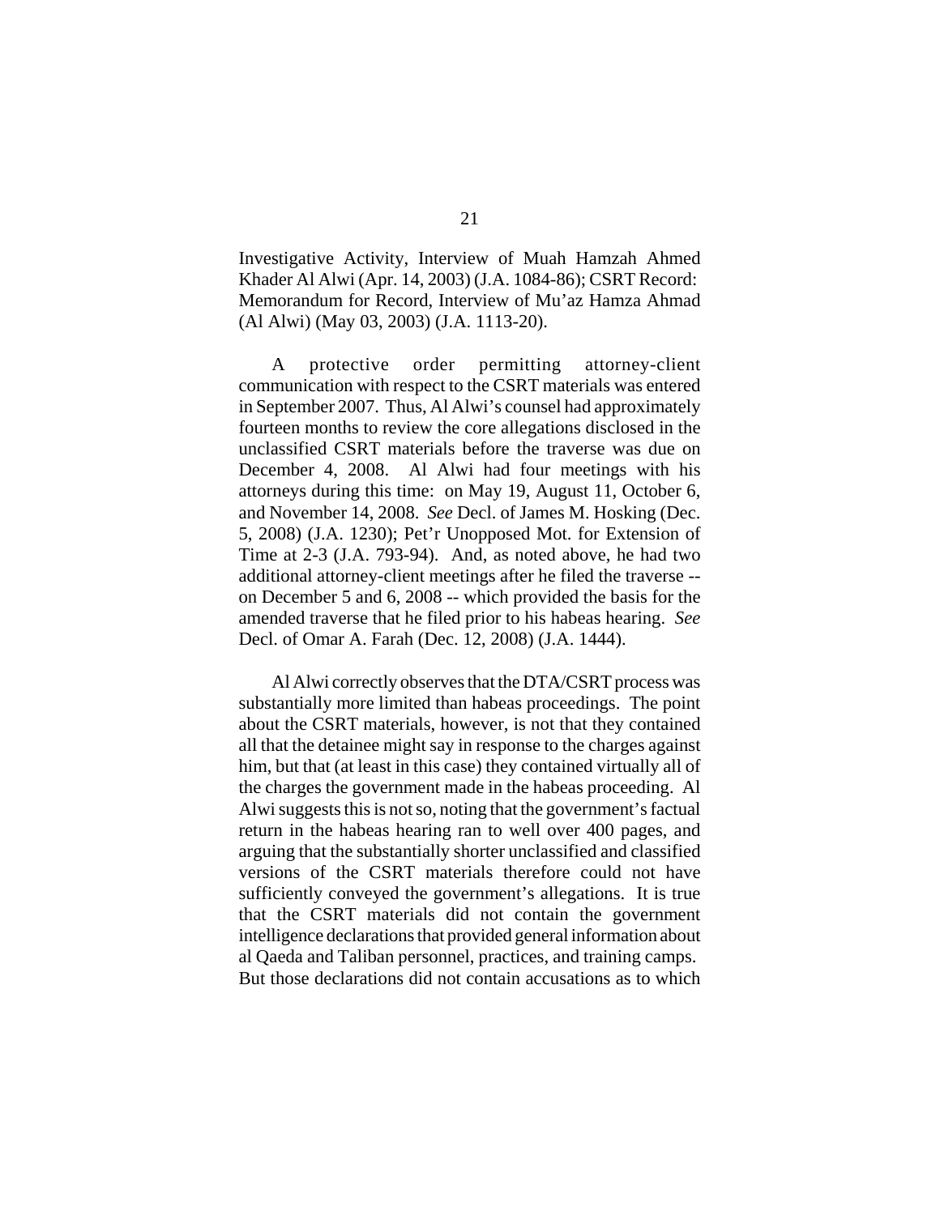Investigative Activity, Interview of Muah Hamzah Ahmed Khader Al Alwi (Apr. 14, 2003) (J.A. 1084-86); CSRT Record: Memorandum for Record, Interview of Mu'az Hamza Ahmad (Al Alwi) (May 03, 2003) (J.A. 1113-20).

A protective order permitting attorney-client communication with respect to the CSRT materials was entered in September 2007. Thus, Al Alwi's counsel had approximately fourteen months to review the core allegations disclosed in the unclassified CSRT materials before the traverse was due on December 4, 2008. Al Alwi had four meetings with his attorneys during this time: on May 19, August 11, October 6, and November 14, 2008. *See* Decl. of James M. Hosking (Dec. 5, 2008) (J.A. 1230); Pet'r Unopposed Mot. for Extension of Time at 2-3 (J.A. 793-94). And, as noted above, he had two additional attorney-client meetings after he filed the traverse -- on December 5 and 6, 2008 -- which provided the basis for the amended traverse that he filed prior to his habeas hearing. *See* Decl. of Omar A. Farah (Dec. 12, 2008) (J.A. 1444).

Al Alwi correctly observes that the DTA/CSRT process was substantially more limited than habeas proceedings. The point about the CSRT materials, however, is not that they contained all that the detainee might say in response to the charges against him, but that (at least in this case) they contained virtually all of the charges the government made in the habeas proceeding. Al Alwi suggests this is not so, noting that the government's factual return in the habeas hearing ran to well over 400 pages, and arguing that the substantially shorter unclassified and classified versions of the CSRT materials therefore could not have sufficiently conveyed the government's allegations. It is true that the CSRT materials did not contain the government intelligence declarations that provided general information about al Qaeda and Taliban personnel, practices, and training camps. But those declarations did not contain accusations as to which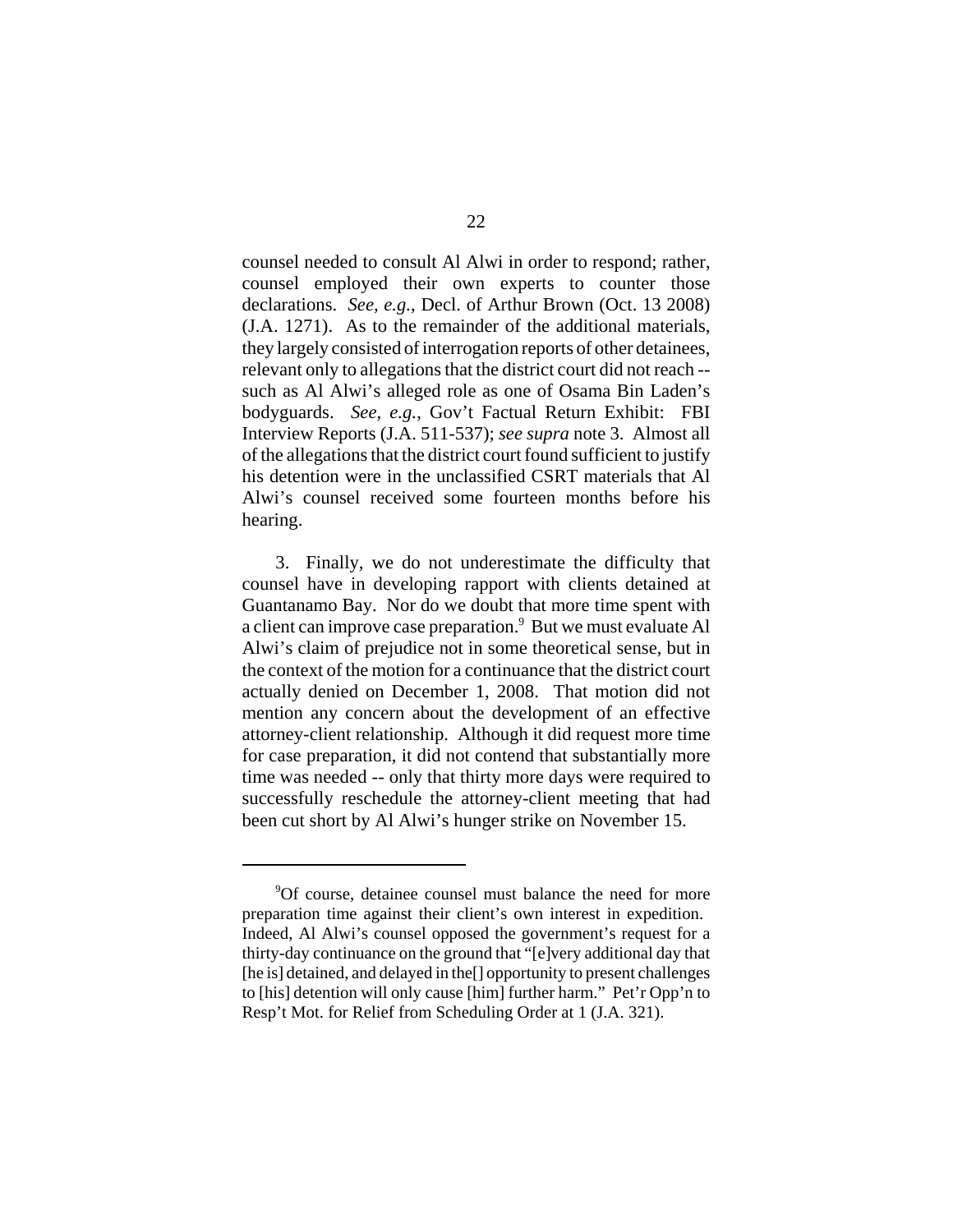counsel needed to consult Al Alwi in order to respond; rather, counsel employed their own experts to counter those declarations. *See, e.g.*, Decl. of Arthur Brown (Oct. 13 2008) (J.A. 1271). As to the remainder of the additional materials, they largely consisted of interrogation reports of other detainees, relevant only to allegations that the district court did not reach -- such as Al Alwi's alleged role as one of Osama Bin Laden's bodyguards. *See, e.g.*, Gov't Factual Return Exhibit: FBI Interview Reports (J.A. 511-537); *see supra* note 3. Almost all of the allegations that the district court found sufficient to justify his detention were in the unclassified CSRT materials that Al Alwi's counsel received some fourteen months before his hearing.

3. Finally, we do not underestimate the difficulty that counsel have in developing rapport with clients detained at Guantanamo Bay. Nor do we doubt that more time spent with a client can improve case preparation.[9] But we must evaluate Al Alwi's claim of prejudice not in some theoretical sense, but in the context of the motion for a continuance that the district court actually denied on December 1, 2008. That motion did not mention any concern about the development of an effective attorney-client relationship. Although it did request more time for case preparation, it did not contend that substantially more time was needed -- only that thirty more days were required to successfully reschedule the attorney-client meeting that had been cut short by Al Alwi's hunger strike on November 15.

---

[9]Of course, detainee counsel must balance the need for more preparation time against their client's own interest in expedition. Indeed, Al Alwi's counsel opposed the government's request for a thirty-day continuance on the ground that "[e]very additional day that [he is] detained, and delayed in the[] opportunity to present challenges to [his] detention will only cause [him] further harm." Pet'r Opp'n to Resp't Mot. for Relief from Scheduling Order at 1 (J.A. 321).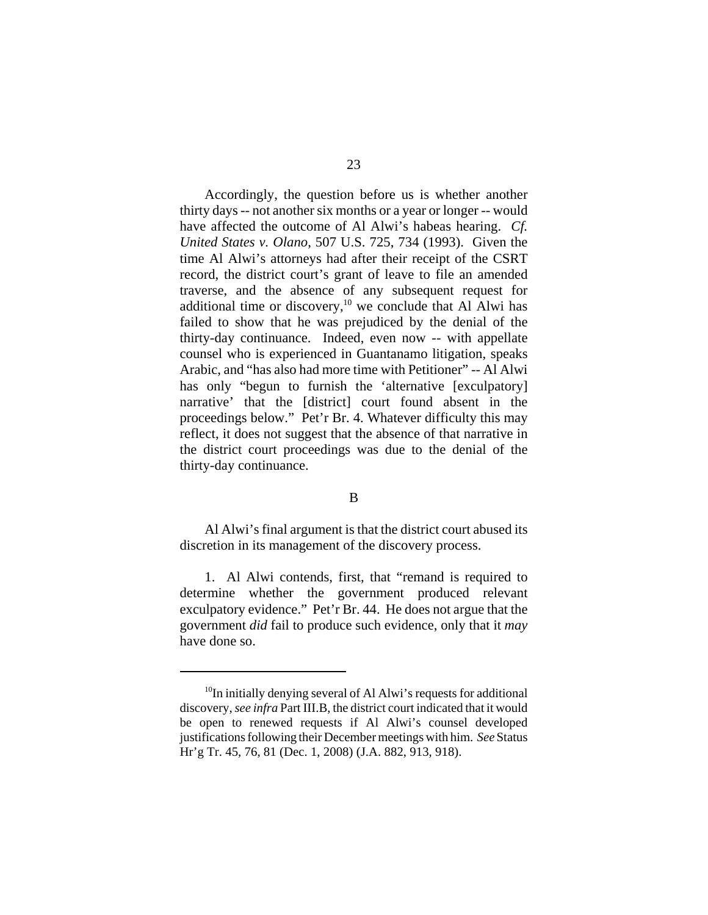Accordingly, the question before us is whether another thirty days -- not another six months or a year or longer -- would have affected the outcome of Al Alwi's habeas hearing. *Cf. United States v. Olano*, 507 U.S. 725, 734 (1993). Given the time Al Alwi's attorneys had after their receipt of the CSRT record, the district court's grant of leave to file an amended traverse, and the absence of any subsequent request for additional time or discovery,[10] we conclude that Al Alwi has failed to show that he was prejudiced by the denial of the thirty-day continuance. Indeed, even now -- with appellate counsel who is experienced in Guantanamo litigation, speaks Arabic, and "has also had more time with Petitioner" -- Al Alwi has only "begun to furnish the 'alternative [exculpatory] narrative' that the [district] court found absent in the proceedings below." Pet'r Br. 4. Whatever difficulty this may reflect, it does not suggest that the absence of that narrative in the district court proceedings was due to the denial of the thirty-day continuance.

B

Al Alwi's final argument is that the district court abused its discretion in its management of the discovery process.

1. Al Alwi contends, first, that "remand is required to determine whether the government produced relevant exculpatory evidence." Pet'r Br. 44. He does not argue that the government *did* fail to produce such evidence, only that it *may* have done so.

---

[10]In initially denying several of Al Alwi's requests for additional discovery, *see infra* Part III.B, the district court indicated that it would be open to renewed requests if Al Alwi's counsel developed justifications following their December meetings with him. *See* Status Hr'g Tr. 45, 76, 81 (Dec. 1, 2008) (J.A. 882, 913, 918).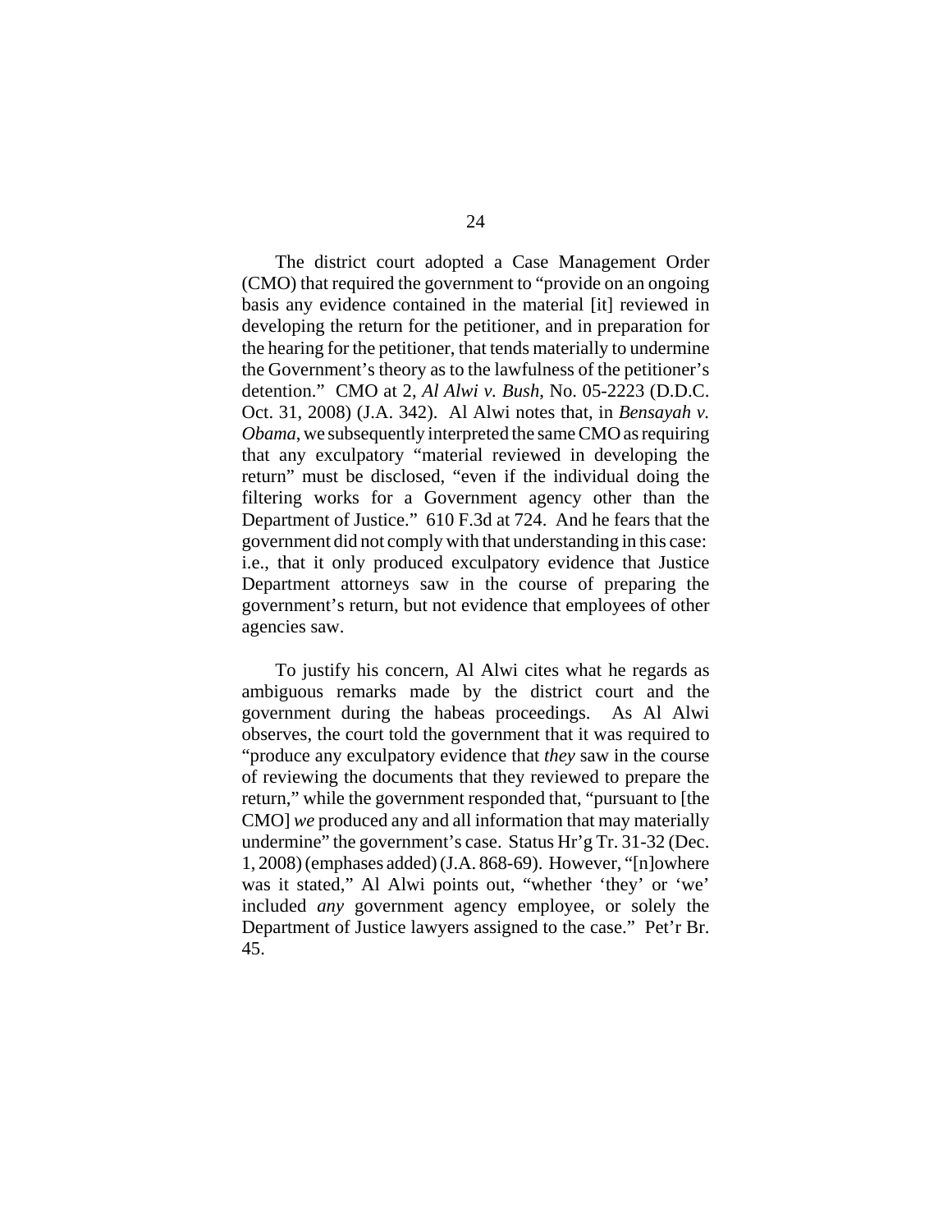The district court adopted a Case Management Order (CMO) that required the government to "provide on an ongoing basis any evidence contained in the material [it] reviewed in developing the return for the petitioner, and in preparation for the hearing for the petitioner, that tends materially to undermine the Government's theory as to the lawfulness of the petitioner's detention." CMO at 2, *Al Alwi v. Bush*, No. 05-2223 (D.D.C. Oct. 31, 2008) (J.A. 342). Al Alwi notes that, in *Bensayah v. Obama*, we subsequently interpreted the same CMO as requiring that any exculpatory "material reviewed in developing the return" must be disclosed, "even if the individual doing the filtering works for a Government agency other than the Department of Justice." 610 F.3d at 724. And he fears that the government did not comply with that understanding in this case: i.e., that it only produced exculpatory evidence that Justice Department attorneys saw in the course of preparing the government's return, but not evidence that employees of other agencies saw.

To justify his concern, Al Alwi cites what he regards as ambiguous remarks made by the district court and the government during the habeas proceedings. As Al Alwi observes, the court told the government that it was required to "produce any exculpatory evidence that *they* saw in the course of reviewing the documents that they reviewed to prepare the return," while the government responded that, "pursuant to [the CMO] *we* produced any and all information that may materially undermine" the government's case. Status Hr'g Tr. 31-32 (Dec. 1, 2008) (emphases added) (J.A. 868-69). However, "[n]owhere was it stated," Al Alwi points out, "whether 'they' or 'we' included *any* government agency employee, or solely the Department of Justice lawyers assigned to the case." Pet'r Br. 45.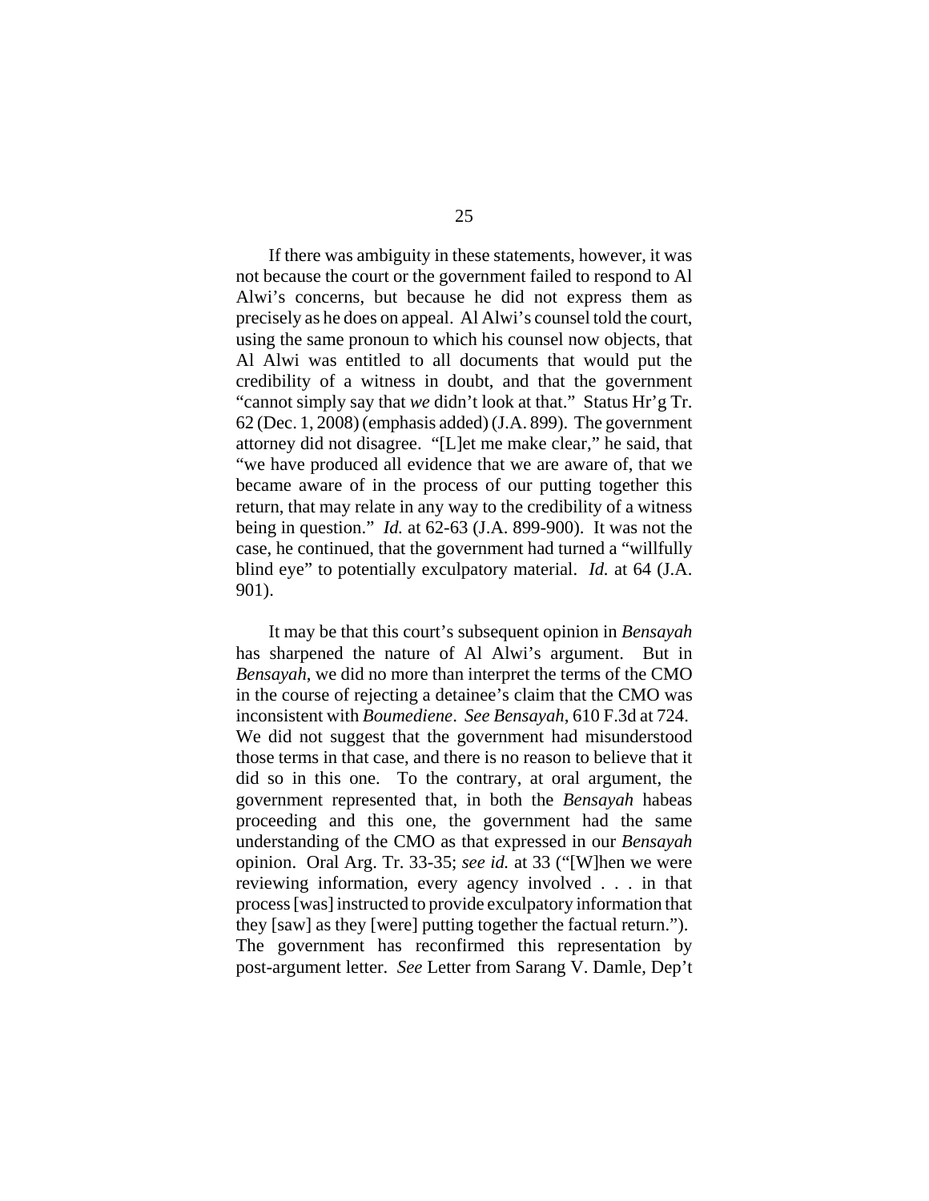If there was ambiguity in these statements, however, it was not because the court or the government failed to respond to Al Alwi's concerns, but because he did not express them as precisely as he does on appeal. Al Alwi's counsel told the court, using the same pronoun to which his counsel now objects, that Al Alwi was entitled to all documents that would put the credibility of a witness in doubt, and that the government "cannot simply say that *we* didn't look at that." Status Hr'g Tr. 62 (Dec. 1, 2008) (emphasis added) (J.A. 899). The government attorney did not disagree. "[L]et me make clear," he said, that "we have produced all evidence that we are aware of, that we became aware of in the process of our putting together this return, that may relate in any way to the credibility of a witness being in question." *Id.* at 62-63 (J.A. 899-900). It was not the case, he continued, that the government had turned a "willfully blind eye" to potentially exculpatory material. *Id.* at 64 (J.A. 901).

It may be that this court's subsequent opinion in *Bensayah* has sharpened the nature of Al Alwi's argument. But in *Bensayah*, we did no more than interpret the terms of the CMO in the course of rejecting a detainee's claim that the CMO was inconsistent with *Boumediene*. *See Bensayah*, 610 F.3d at 724. We did not suggest that the government had misunderstood those terms in that case, and there is no reason to believe that it did so in this one. To the contrary, at oral argument, the government represented that, in both the *Bensayah* habeas proceeding and this one, the government had the same understanding of the CMO as that expressed in our *Bensayah* opinion. Oral Arg. Tr. 33-35; *see id.* at 33 ("[W]hen we were reviewing information, every agency involved . . . in that process [was] instructed to provide exculpatory information that they [saw] as they [were] putting together the factual return."). The government has reconfirmed this representation by post-argument letter. *See* Letter from Sarang V. Damle, Dep't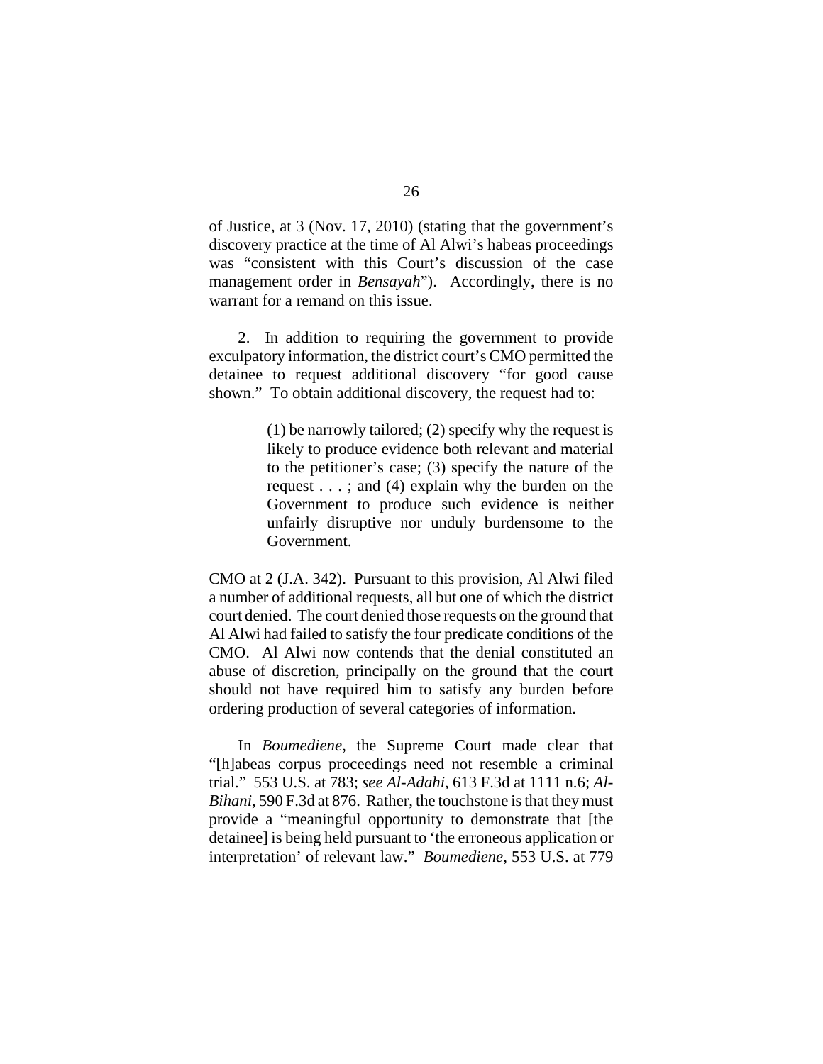of Justice, at 3 (Nov. 17, 2010) (stating that the government's discovery practice at the time of Al Alwi's habeas proceedings was "consistent with this Court's discussion of the case management order in *Bensayah*"). Accordingly, there is no warrant for a remand on this issue.

2. In addition to requiring the government to provide exculpatory information, the district court's CMO permitted the detainee to request additional discovery "for good cause shown." To obtain additional discovery, the request had to:

> (1) be narrowly tailored; (2) specify why the request is likely to produce evidence both relevant and material to the petitioner's case; (3) specify the nature of the request . . . ; and (4) explain why the burden on the Government to produce such evidence is neither unfairly disruptive nor unduly burdensome to the Government.

CMO at 2 (J.A. 342). Pursuant to this provision, Al Alwi filed a number of additional requests, all but one of which the district court denied. The court denied those requests on the ground that Al Alwi had failed to satisfy the four predicate conditions of the CMO. Al Alwi now contends that the denial constituted an abuse of discretion, principally on the ground that the court should not have required him to satisfy any burden before ordering production of several categories of information.

In *Boumediene*, the Supreme Court made clear that "[h]abeas corpus proceedings need not resemble a criminal trial." 553 U.S. at 783; *see Al-Adahi*, 613 F.3d at 1111 n.6; *Al-Bihani*, 590 F.3d at 876. Rather, the touchstone is that they must provide a "meaningful opportunity to demonstrate that [the detainee] is being held pursuant to 'the erroneous application or interpretation' of relevant law." *Boumediene*, 553 U.S. at 779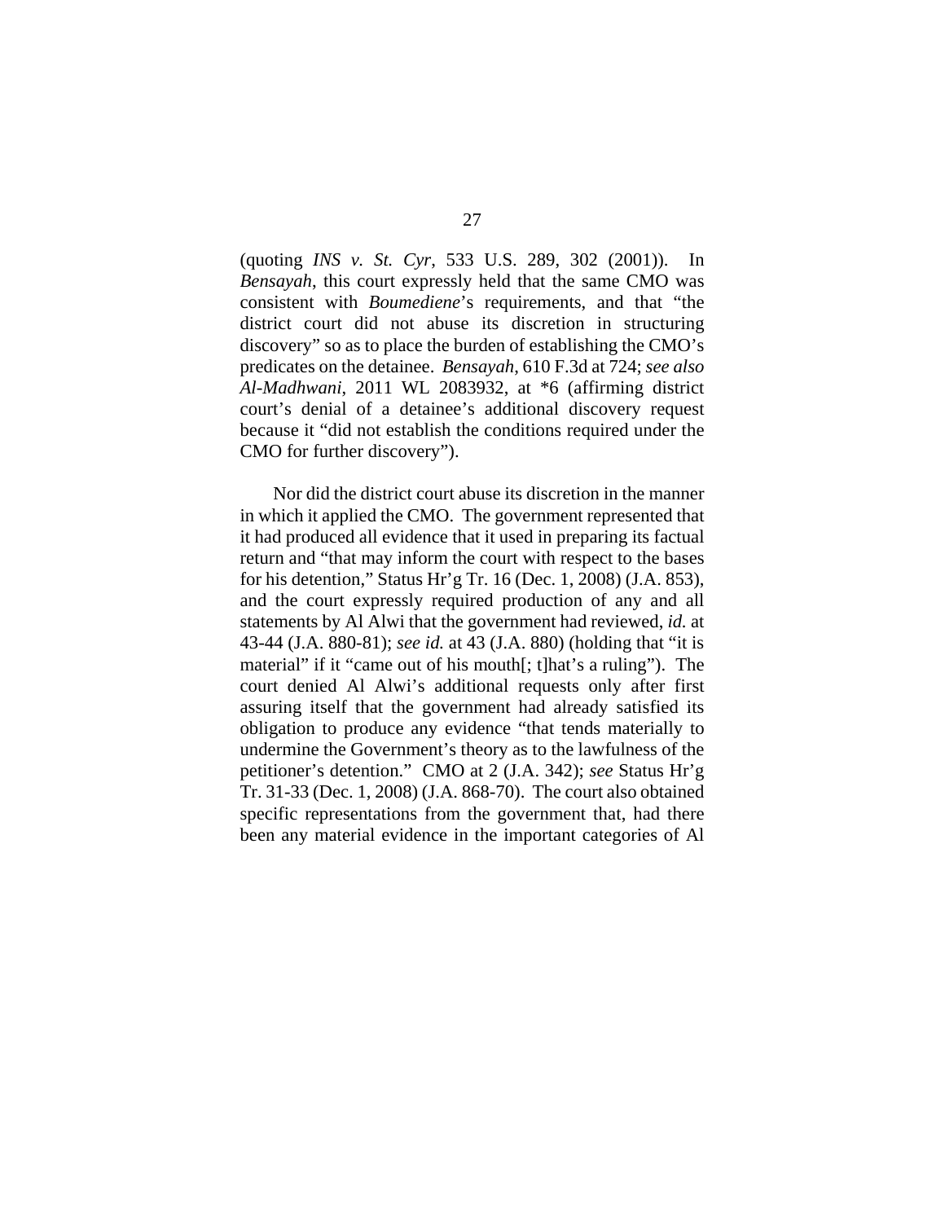(quoting *INS v. St. Cyr*, 533 U.S. 289, 302 (2001)). In *Bensayah*, this court expressly held that the same CMO was consistent with *Boumediene*'s requirements, and that "the district court did not abuse its discretion in structuring discovery" so as to place the burden of establishing the CMO's predicates on the detainee. *Bensayah*, 610 F.3d at 724; *see also Al-Madhwani*, 2011 WL 2083932, at *6 (affirming district court's denial of a detainee's additional discovery request because it "did not establish the conditions required under the CMO for further discovery").

Nor did the district court abuse its discretion in the manner in which it applied the CMO. The government represented that it had produced all evidence that it used in preparing its factual return and "that may inform the court with respect to the bases for his detention," Status Hr'g Tr. 16 (Dec. 1, 2008) (J.A. 853), and the court expressly required production of any and all statements by Al Alwi that the government had reviewed, *id.* at 43-44 (J.A. 880-81); *see id.* at 43 (J.A. 880) (holding that "it is material" if it "came out of his mouth[; t]hat's a ruling"). The court denied Al Alwi's additional requests only after first assuring itself that the government had already satisfied its obligation to produce any evidence "that tends materially to undermine the Government's theory as to the lawfulness of the petitioner's detention." CMO at 2 (J.A. 342); *see* Status Hr'g Tr. 31-33 (Dec. 1, 2008) (J.A. 868-70). The court also obtained specific representations from the government that, had there been any material evidence in the important categories of Al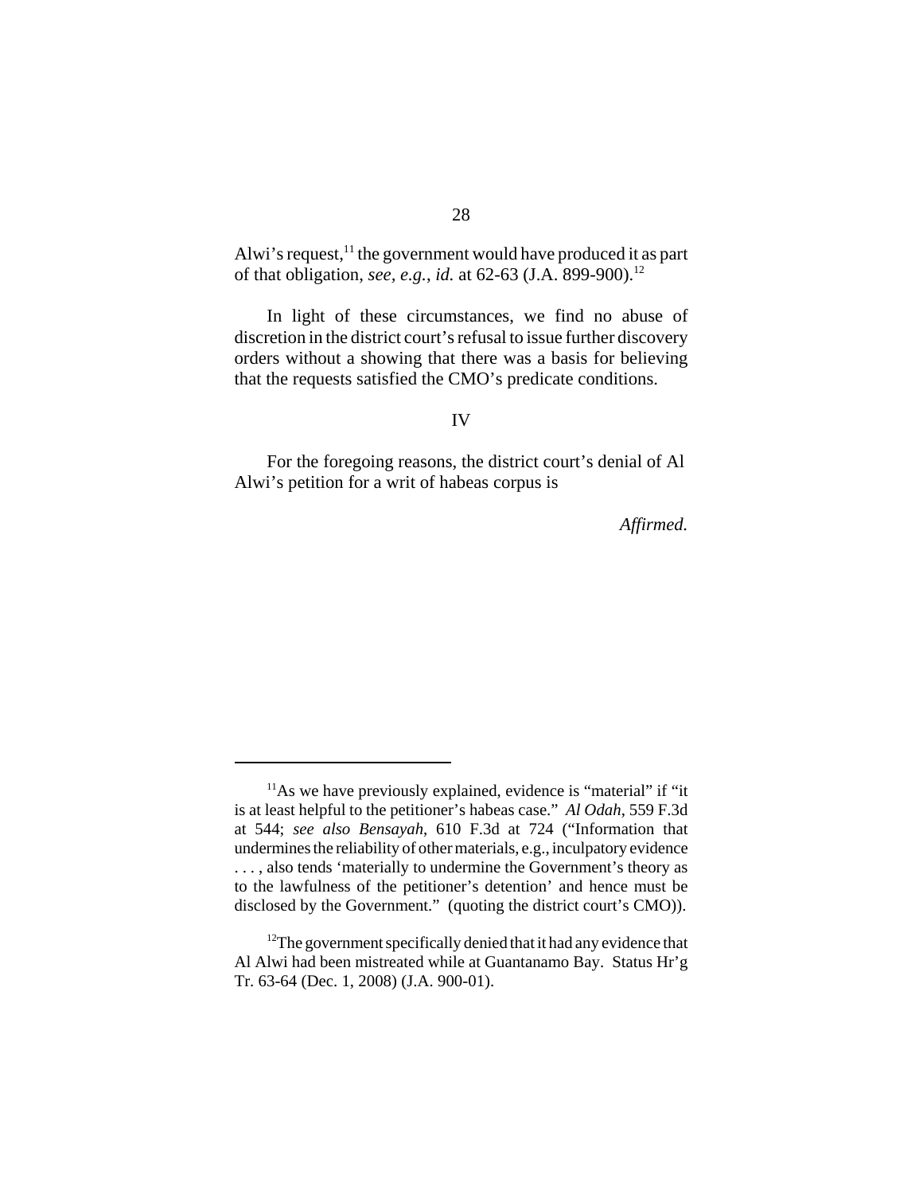Alwi's request,[11] the government would have produced it as part of that obligation, *see, e.g.*, *id.* at 62-63 (J.A. 899-900).[12]

In light of these circumstances, we find no abuse of discretion in the district court's refusal to issue further discovery orders without a showing that there was a basis for believing that the requests satisfied the CMO's predicate conditions.

## IV

For the foregoing reasons, the district court's denial of Al Alwi's petition for a writ of habeas corpus is

*Affirmed.*

---

[11] As we have previously explained, evidence is "material" if "it is at least helpful to the petitioner's habeas case." *Al Odah*, 559 F.3d at 544; *see also Bensayah*, 610 F.3d at 724 ("Information that undermines the reliability of other materials, e.g., inculpatory evidence . . . , also tends 'materially to undermine the Government's theory as to the lawfulness of the petitioner's detention' and hence must be disclosed by the Government." (quoting the district court's CMO)).

[12] The government specifically denied that it had any evidence that Al Alwi had been mistreated while at Guantanamo Bay. Status Hr'g Tr. 63-64 (Dec. 1, 2008) (J.A. 900-01).